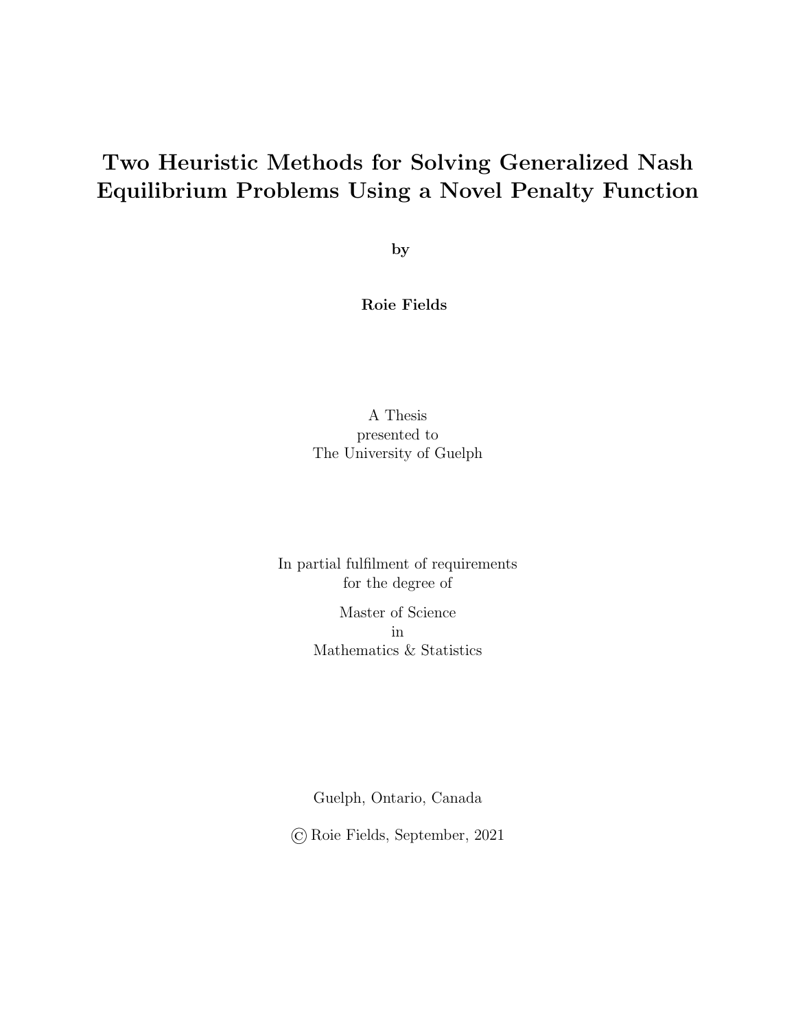# Two Heuristic Methods for Solving Generalized Nash Equilibrium Problems Using a Novel Penalty Function

**by**

**Roie Fields**

A Thesis
presented to
The University of Guelph

In partial fulfilment of requirements
for the degree of

Master of Science
in
Mathematics & Statistics

Guelph, Ontario, Canada

© Roie Fields, September, 2021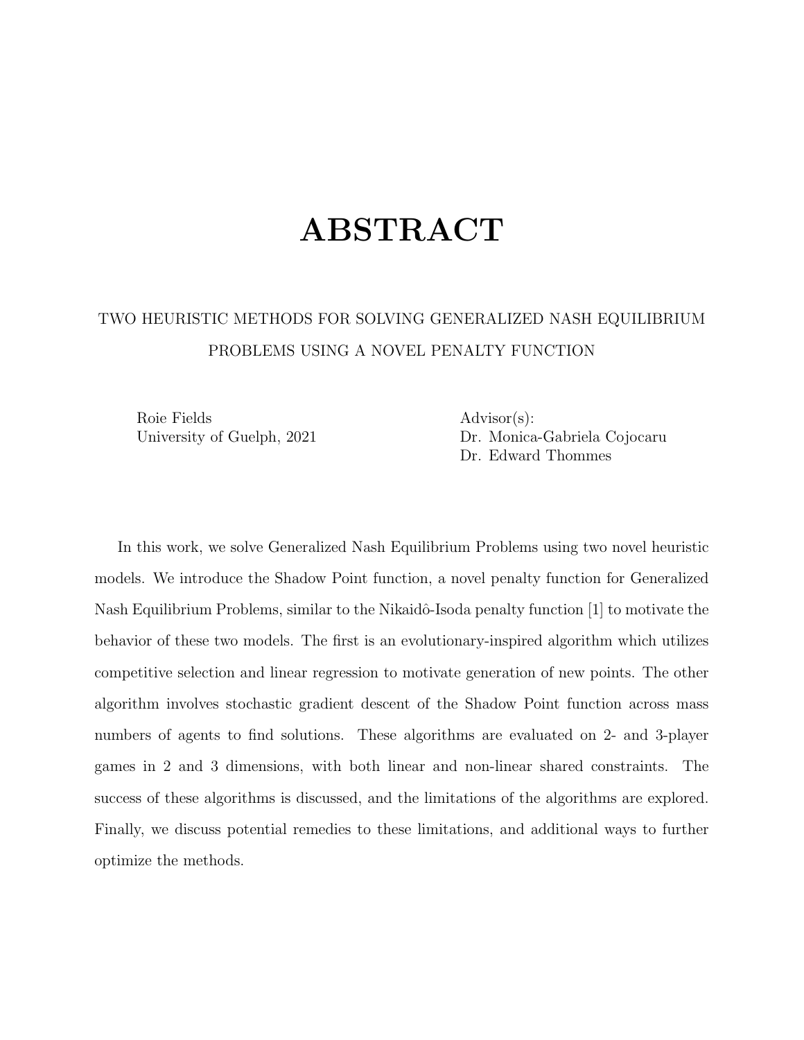# ABSTRACT

TWO HEURISTIC METHODS FOR SOLVING GENERALIZED NASH EQUILIBRIUM PROBLEMS USING A NOVEL PENALTY FUNCTION

Roie Fields
University of Guelph, 2021

Advisor(s):
Dr. Monica-Gabriela Cojocaru
Dr. Edward Thommes

In this work, we solve Generalized Nash Equilibrium Problems using two novel heuristic models. We introduce the Shadow Point function, a novel penalty function for Generalized Nash Equilibrium Problems, similar to the Nikaidô-Isoda penalty function [1] to motivate the behavior of these two models. The first is an evolutionary-inspired algorithm which utilizes competitive selection and linear regression to motivate generation of new points. The other algorithm involves stochastic gradient descent of the Shadow Point function across mass numbers of agents to find solutions. These algorithms are evaluated on 2- and 3-player games in 2 and 3 dimensions, with both linear and non-linear shared constraints. The success of these algorithms is discussed, and the limitations of the algorithms are explored. Finally, we discuss potential remedies to these limitations, and additional ways to further optimize the methods.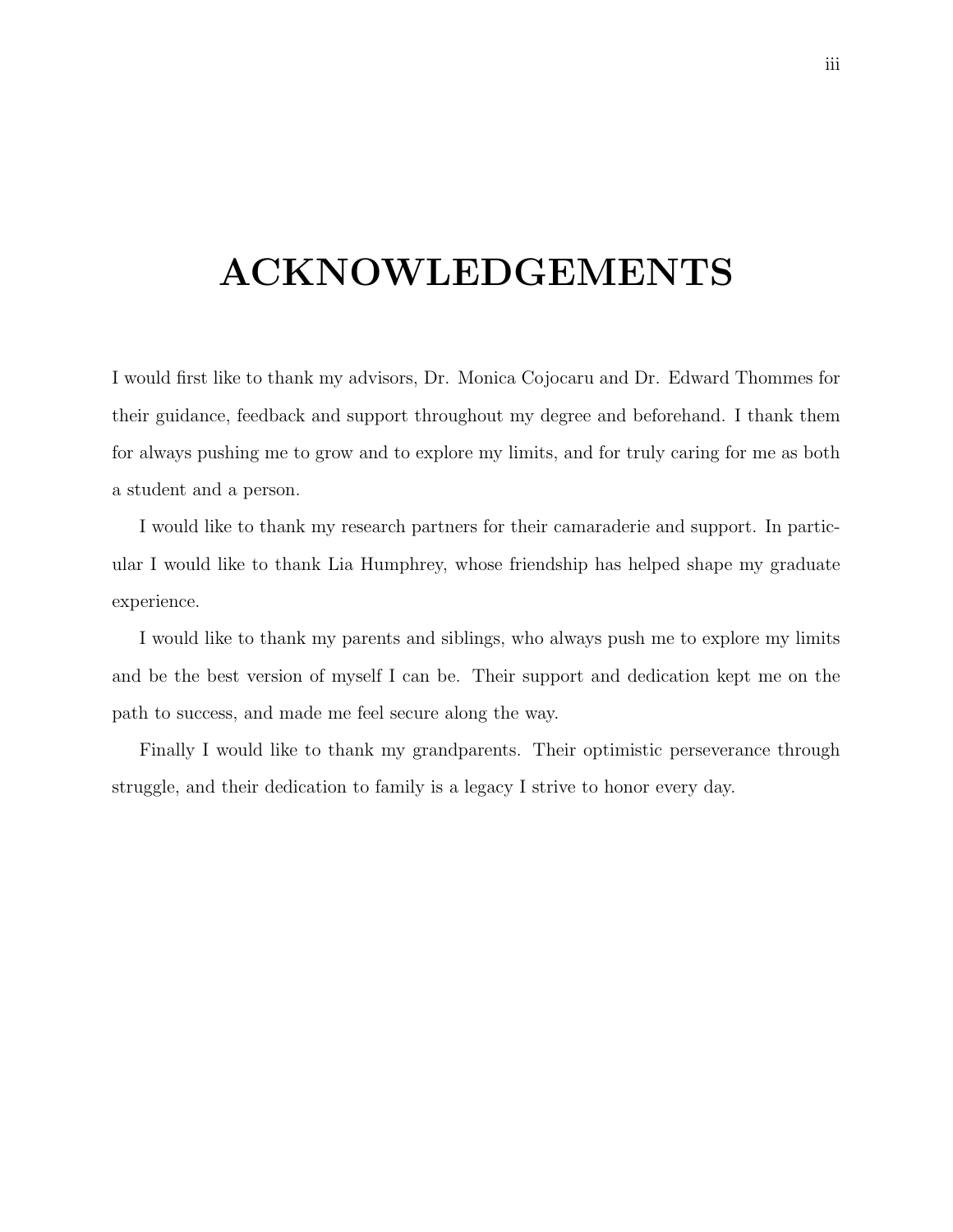# ACKNOWLEDGEMENTS

I would first like to thank my advisors, Dr. Monica Cojocaru and Dr. Edward Thommes for their guidance, feedback and support throughout my degree and beforehand. I thank them for always pushing me to grow and to explore my limits, and for truly caring for me as both a student and a person.

I would like to thank my research partners for their camaraderie and support. In particular I would like to thank Lia Humphrey, whose friendship has helped shape my graduate experience.

I would like to thank my parents and siblings, who always push me to explore my limits and be the best version of myself I can be. Their support and dedication kept me on the path to success, and made me feel secure along the way.

Finally I would like to thank my grandparents. Their optimistic perseverance through struggle, and their dedication to family is a legacy I strive to honor every day.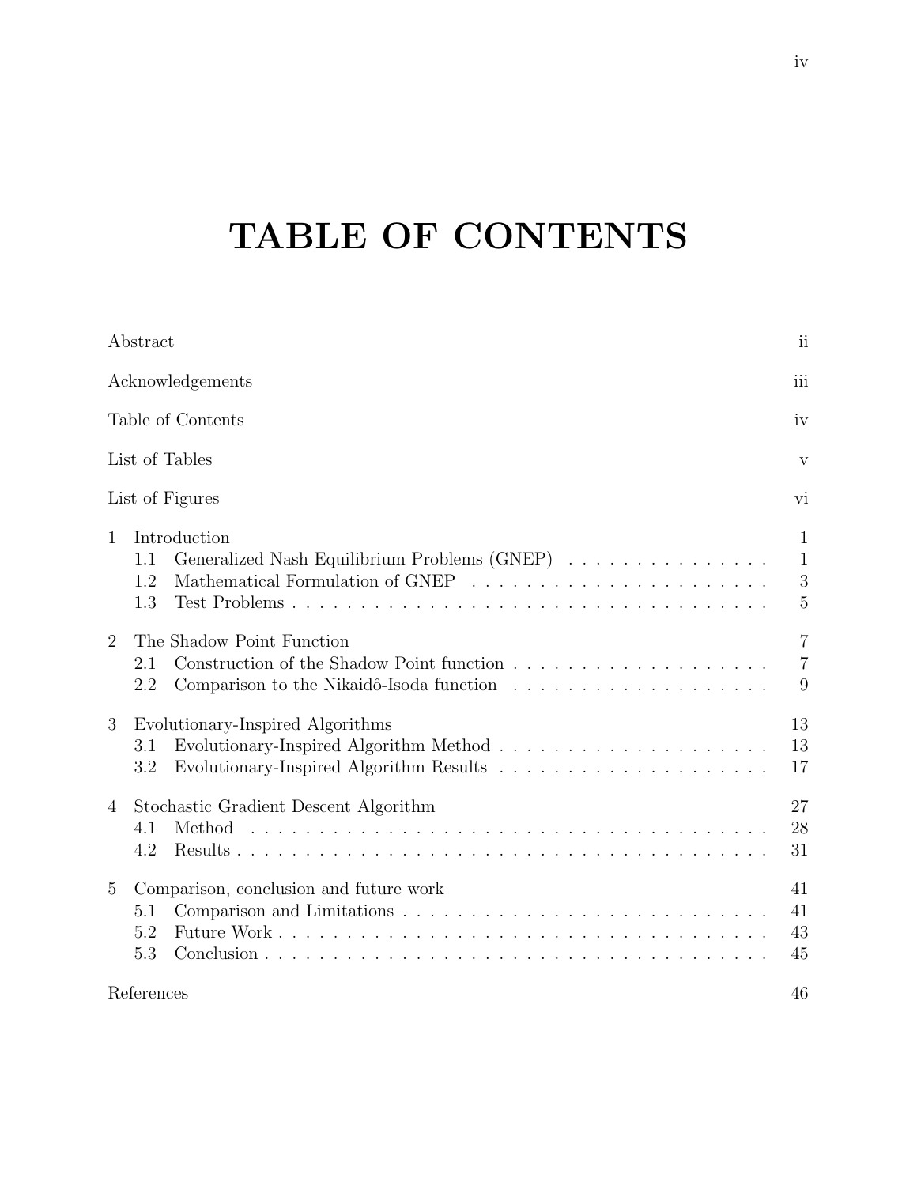# TABLE OF CONTENTS

| | |
|---|---|
| Abstract | ii |
| Acknowledgements | iii |
| Table of Contents | iv |
| List of Tables | v |
| List of Figures | vi |
| 1 Introduction | 1 |
| 1.1 Generalized Nash Equilibrium Problems (GNEP) | 1 |
| 1.2 Mathematical Formulation of GNEP | 3 |
| 1.3 Test Problems | 5 |
| 2 The Shadow Point Function | 7 |
| 2.1 Construction of the Shadow Point function | 7 |
| 2.2 Comparison to the Nikaidô-Isoda function | 9 |
| 3 Evolutionary-Inspired Algorithms | 13 |
| 3.1 Evolutionary-Inspired Algorithm Method | 13 |
| 3.2 Evolutionary-Inspired Algorithm Results | 17 |
| 4 Stochastic Gradient Descent Algorithm | 27 |
| 4.1 Method | 28 |
| 4.2 Results | 31 |
| 5 Comparison, conclusion and future work | 41 |
| 5.1 Comparison and Limitations | 41 |
| 5.2 Future Work | 43 |
| 5.3 Conclusion | 45 |
| References | 46 |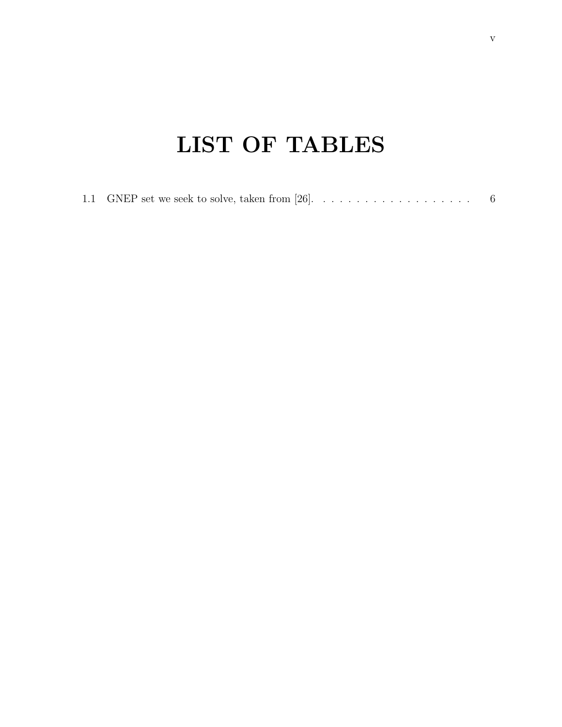# LIST OF TABLES

1.1 GNEP set we seek to solve, taken from [26]. . . . . . . . . . . . . . . . . . . 6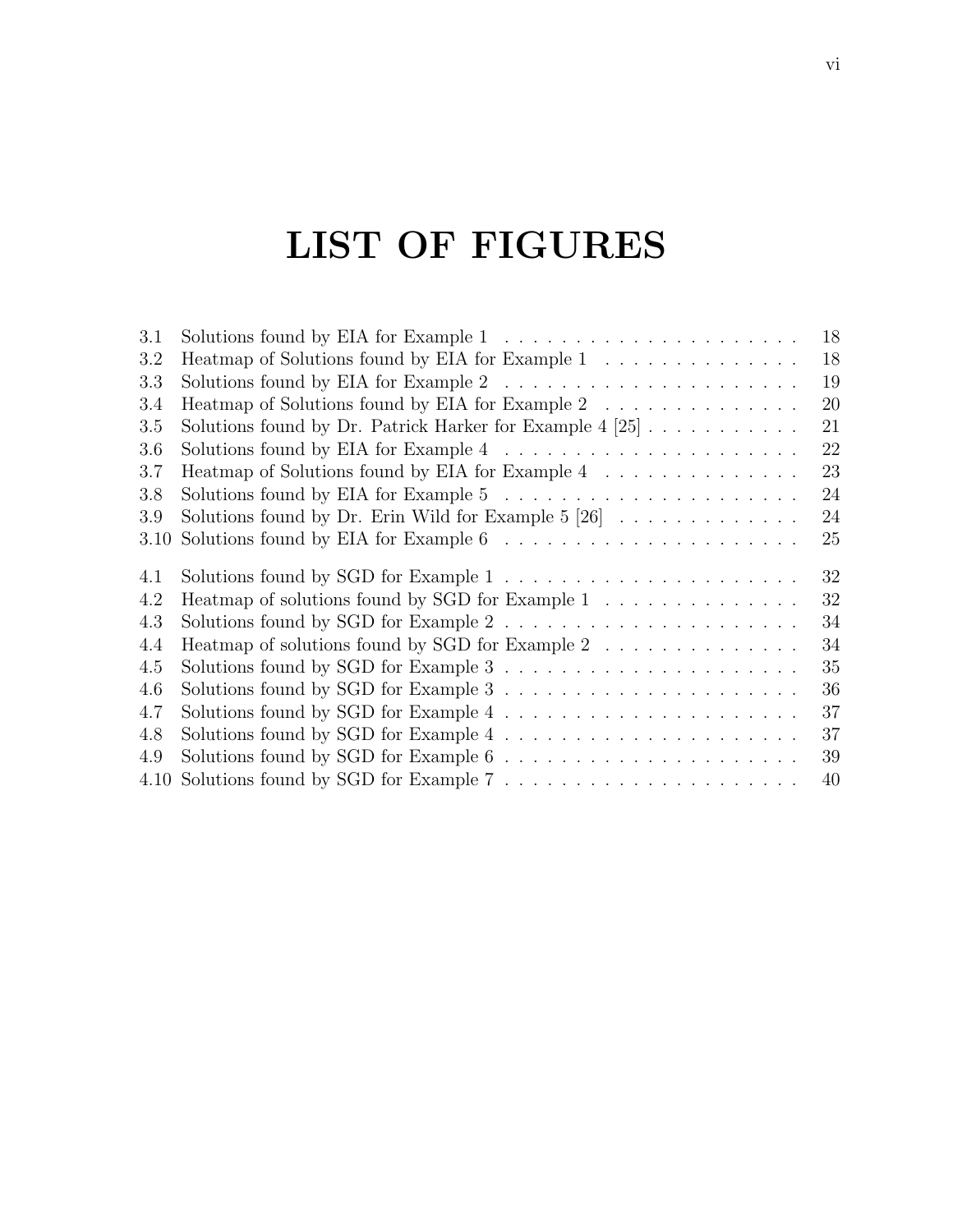# LIST OF FIGURES

| | | |
|---|---|---|
| 3.1 | Solutions found by EIA for Example 1 | 18 |
| 3.2 | Heatmap of Solutions found by EIA for Example 1 | 18 |
| 3.3 | Solutions found by EIA for Example 2 | 19 |
| 3.4 | Heatmap of Solutions found by EIA for Example 2 | 20 |
| 3.5 | Solutions found by Dr. Patrick Harker for Example 4 [25] | 21 |
| 3.6 | Solutions found by EIA for Example 4 | 22 |
| 3.7 | Heatmap of Solutions found by EIA for Example 4 | 23 |
| 3.8 | Solutions found by EIA for Example 5 | 24 |
| 3.9 | Solutions found by Dr. Erin Wild for Example 5 [26] | 24 |
| 3.10 | Solutions found by EIA for Example 6 | 25 |
| 4.1 | Solutions found by SGD for Example 1 | 32 |
| 4.2 | Heatmap of solutions found by SGD for Example 1 | 32 |
| 4.3 | Solutions found by SGD for Example 2 | 34 |
| 4.4 | Heatmap of solutions found by SGD for Example 2 | 34 |
| 4.5 | Solutions found by SGD for Example 3 | 35 |
| 4.6 | Solutions found by SGD for Example 3 | 36 |
| 4.7 | Solutions found by SGD for Example 4 | 37 |
| 4.8 | Solutions found by SGD for Example 4 | 37 |
| 4.9 | Solutions found by SGD for Example 6 | 39 |
| 4.10 | Solutions found by SGD for Example 7 | 40 |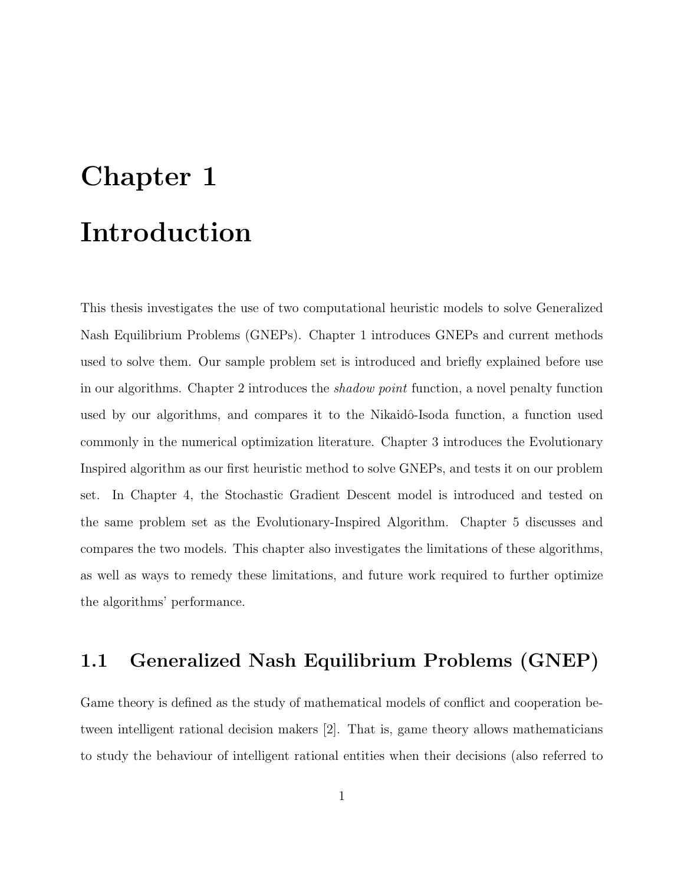# Chapter 1

# Introduction

This thesis investigates the use of two computational heuristic models to solve Generalized Nash Equilibrium Problems (GNEPs). Chapter 1 introduces GNEPs and current methods used to solve them. Our sample problem set is introduced and briefly explained before use in our algorithms. Chapter 2 introduces the *shadow point* function, a novel penalty function used by our algorithms, and compares it to the Nikaidô-Isoda function, a function used commonly in the numerical optimization literature. Chapter 3 introduces the Evolutionary Inspired algorithm as our first heuristic method to solve GNEPs, and tests it on our problem set. In Chapter 4, the Stochastic Gradient Descent model is introduced and tested on the same problem set as the Evolutionary-Inspired Algorithm. Chapter 5 discusses and compares the two models. This chapter also investigates the limitations of these algorithms, as well as ways to remedy these limitations, and future work required to further optimize the algorithms' performance.

## 1.1 Generalized Nash Equilibrium Problems (GNEP)

Game theory is defined as the study of mathematical models of conflict and cooperation between intelligent rational decision makers [2]. That is, game theory allows mathematicians to study the behaviour of intelligent rational entities when their decisions (also referred to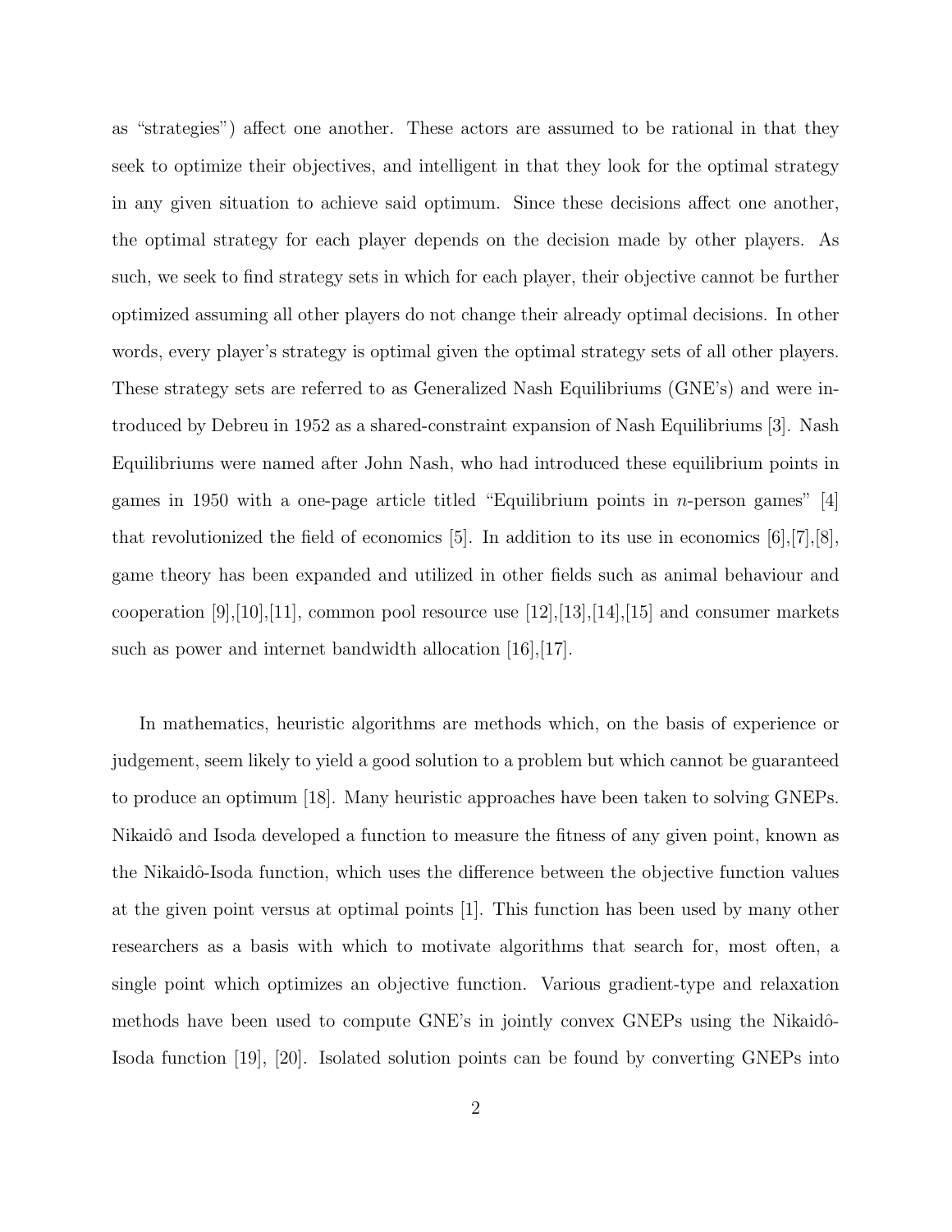as "strategies") affect one another. These actors are assumed to be rational in that they seek to optimize their objectives, and intelligent in that they look for the optimal strategy in any given situation to achieve said optimum. Since these decisions affect one another, the optimal strategy for each player depends on the decision made by other players. As such, we seek to find strategy sets in which for each player, their objective cannot be further optimized assuming all other players do not change their already optimal decisions. In other words, every player's strategy is optimal given the optimal strategy sets of all other players. These strategy sets are referred to as Generalized Nash Equilibriums (GNE's) and were introduced by Debreu in 1952 as a shared-constraint expansion of Nash Equilibriums [3]. Nash Equilibriums were named after John Nash, who had introduced these equilibrium points in games in 1950 with a one-page article titled "Equilibrium points in $n$-person games" [4] that revolutionized the field of economics [5]. In addition to its use in economics [6],[7],[8], game theory has been expanded and utilized in other fields such as animal behaviour and cooperation [9],[10],[11], common pool resource use [12],[13],[14],[15] and consumer markets such as power and internet bandwidth allocation [16],[17].

In mathematics, heuristic algorithms are methods which, on the basis of experience or judgement, seem likely to yield a good solution to a problem but which cannot be guaranteed to produce an optimum [18]. Many heuristic approaches have been taken to solving GNEPs. Nikaidô and Isoda developed a function to measure the fitness of any given point, known as the Nikaidô-Isoda function, which uses the difference between the objective function values at the given point versus at optimal points [1]. This function has been used by many other researchers as a basis with which to motivate algorithms that search for, most often, a single point which optimizes an objective function. Various gradient-type and relaxation methods have been used to compute GNE's in jointly convex GNEPs using the Nikaidô-Isoda function [19], [20]. Isolated solution points can be found by converting GNEPs into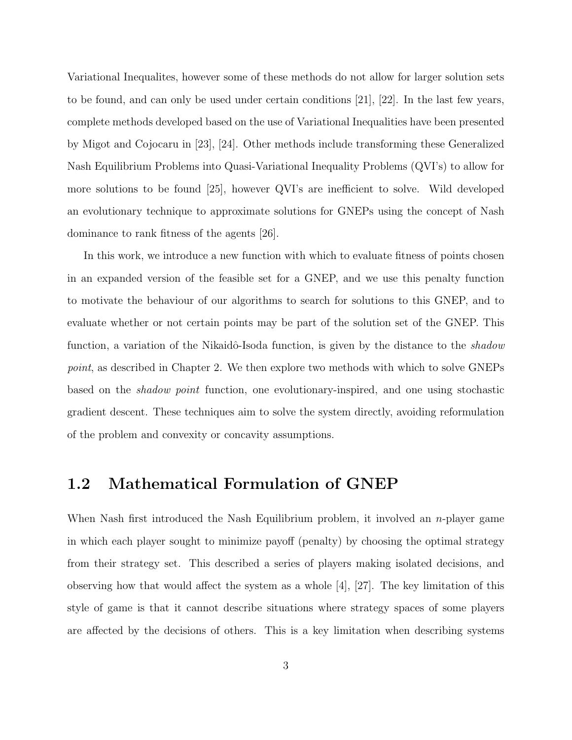Variational Inequalites, however some of these methods do not allow for larger solution sets to be found, and can only be used under certain conditions [21], [22]. In the last few years, complete methods developed based on the use of Variational Inequalities have been presented by Migot and Cojocaru in [23], [24]. Other methods include transforming these Generalized Nash Equilibrium Problems into Quasi-Variational Inequality Problems (QVI's) to allow for more solutions to be found [25], however QVI's are inefficient to solve. Wild developed an evolutionary technique to approximate solutions for GNEPs using the concept of Nash dominance to rank fitness of the agents [26].

In this work, we introduce a new function with which to evaluate fitness of points chosen in an expanded version of the feasible set for a GNEP, and we use this penalty function to motivate the behaviour of our algorithms to search for solutions to this GNEP, and to evaluate whether or not certain points may be part of the solution set of the GNEP. This function, a variation of the Nikaidô-Isoda function, is given by the distance to the *shadow point*, as described in Chapter 2. We then explore two methods with which to solve GNEPs based on the *shadow point* function, one evolutionary-inspired, and one using stochastic gradient descent. These techniques aim to solve the system directly, avoiding reformulation of the problem and convexity or concavity assumptions.

## 1.2 Mathematical Formulation of GNEP

When Nash first introduced the Nash Equilibrium problem, it involved an $n$-player game in which each player sought to minimize payoff (penalty) by choosing the optimal strategy from their strategy set. This described a series of players making isolated decisions, and observing how that would affect the system as a whole [4], [27]. The key limitation of this style of game is that it cannot describe situations where strategy spaces of some players are affected by the decisions of others. This is a key limitation when describing systems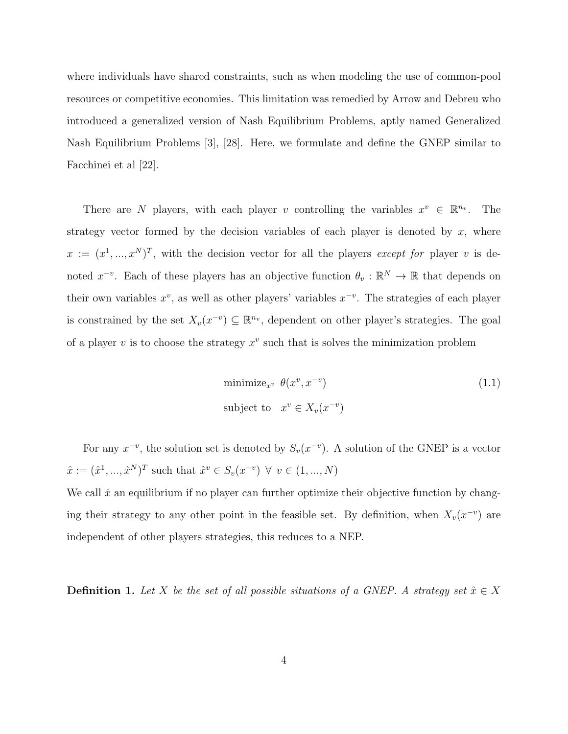where individuals have shared constraints, such as when modeling the use of common-pool resources or competitive economies. This limitation was remedied by Arrow and Debreu who introduced a generalized version of Nash Equilibrium Problems, aptly named Generalized Nash Equilibrium Problems [3], [28]. Here, we formulate and define the GNEP similar to Facchinei et al [22].

There are $N$ players, with each player $v$ controlling the variables $x^v \in \mathbb{R}^{n_v}$. The strategy vector formed by the decision variables of each player is denoted by $x$, where $x := (x^1, ..., x^N)^T$, with the decision vector for all the players *except for* player $v$ is denoted $x^{-v}$. Each of these players has an objective function $\theta_v : \mathbb{R}^N \rightarrow \mathbb{R}$ that depends on their own variables $x^v$, as well as other players' variables $x^{-v}$. The strategies of each player is constrained by the set $X_v(x^{-v}) \subseteq \mathbb{R}^{n_v}$, dependent on other player's strategies. The goal of a player $v$ is to choose the strategy $x^v$ such that is solves the minimization problem

$$\begin{aligned}
&\text{minimize}_{x^v} \;\; \theta(x^v, x^{-v}) \\
&\text{subject to} \quad x^v \in X_v(x^{-v})
\end{aligned} \tag{1.1}$$

For any $x^{-v}$, the solution set is denoted by $S_v(x^{-v})$. A solution of the GNEP is a vector $\hat{x} := (\hat{x}^1, ..., \hat{x}^N)^T$ such that $\hat{x}^v \in S_v(x^{-v}) \;\; \forall \;\; v \in (1, ..., N)$

We call $\hat{x}$ an equilibrium if no player can further optimize their objective function by changing their strategy to any other point in the feasible set. By definition, when $X_v(x^{-v})$ are independent of other players strategies, this reduces to a NEP.

**Definition 1.** *Let $X$ be the set of all possible situations of a GNEP. A strategy set $\hat{x} \in X$*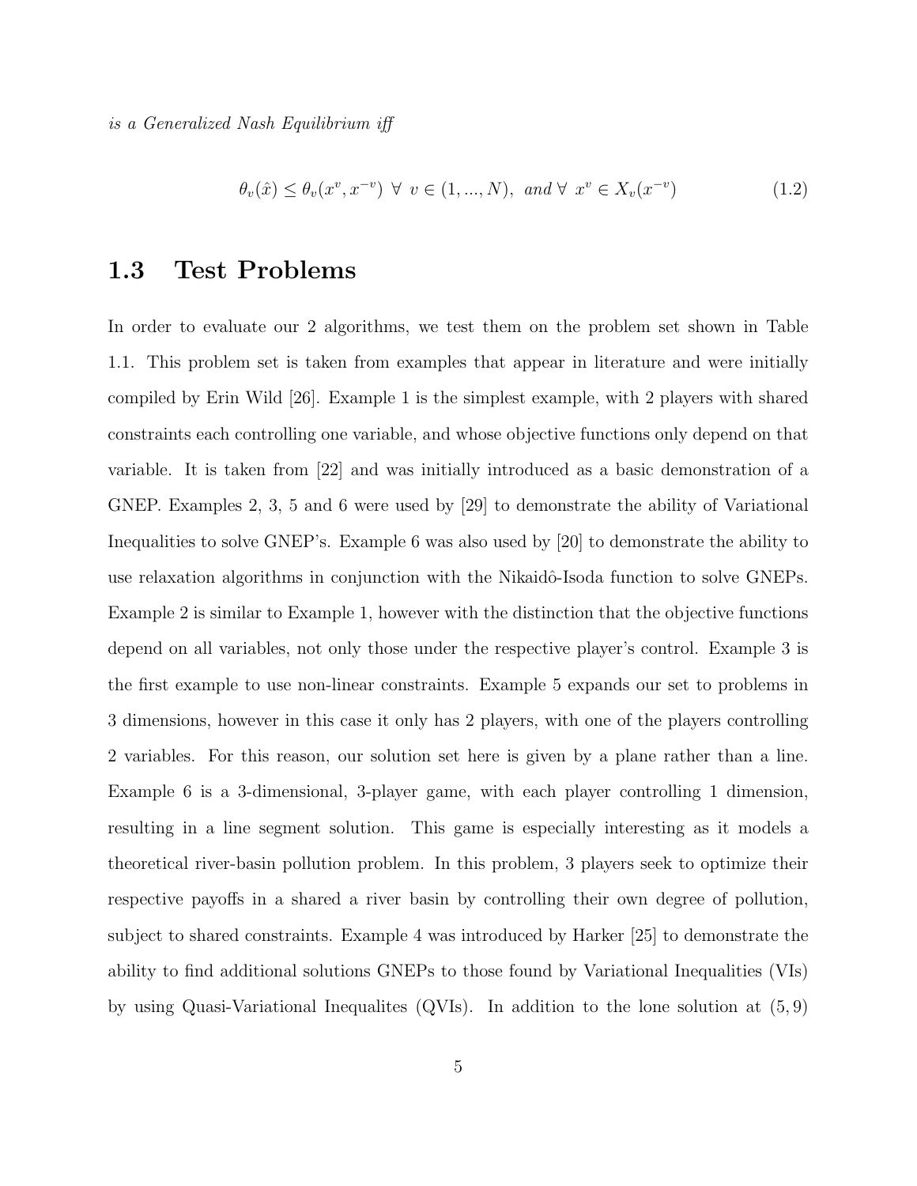*is a Generalized Nash Equilibrium iff*

$$\theta_v(\hat{x}) \leq \theta_v(x^v, x^{-v}) \ \forall \ v \in (1, ..., N), \ \text{and} \ \forall \ x^v \in X_v(x^{-v}) \tag{1.2}$$

## 1.3 Test Problems

In order to evaluate our 2 algorithms, we test them on the problem set shown in Table 1.1. This problem set is taken from examples that appear in literature and were initially compiled by Erin Wild [26]. Example 1 is the simplest example, with 2 players with shared constraints each controlling one variable, and whose objective functions only depend on that variable. It is taken from [22] and was initially introduced as a basic demonstration of a GNEP. Examples 2, 3, 5 and 6 were used by [29] to demonstrate the ability of Variational Inequalities to solve GNEP's. Example 6 was also used by [20] to demonstrate the ability to use relaxation algorithms in conjunction with the Nikaidô-Isoda function to solve GNEPs. Example 2 is similar to Example 1, however with the distinction that the objective functions depend on all variables, not only those under the respective player's control. Example 3 is the first example to use non-linear constraints. Example 5 expands our set to problems in 3 dimensions, however in this case it only has 2 players, with one of the players controlling 2 variables. For this reason, our solution set here is given by a plane rather than a line. Example 6 is a 3-dimensional, 3-player game, with each player controlling 1 dimension, resulting in a line segment solution. This game is especially interesting as it models a theoretical river-basin pollution problem. In this problem, 3 players seek to optimize their respective payoffs in a shared a river basin by controlling their own degree of pollution, subject to shared constraints. Example 4 was introduced by Harker [25] to demonstrate the ability to find additional solutions GNEPs to those found by Variational Inequalities (VIs) by using Quasi-Variational Inequalites (QVIs). In addition to the lone solution at $(5, 9)$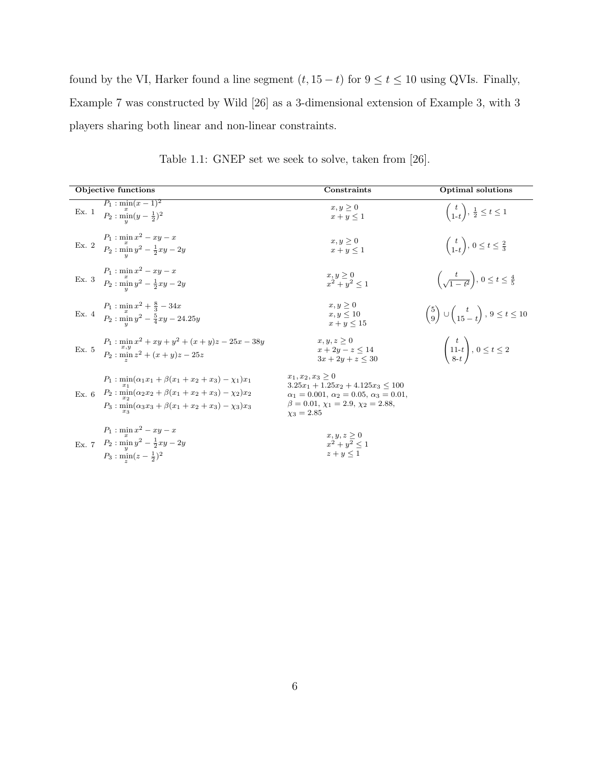found by the VI, Harker found a line segment $(t, 15 - t)$ for $9 \leq t \leq 10$ using QVIs. Finally, Example 7 was constructed by Wild [26] as a 3-dimensional extension of Example 3, with 3 players sharing both linear and non-linear constraints.

Table 1.1: GNEP set we seek to solve, taken from [26].

| | Objective functions | Constraints | Optimal solutions |
|---|---|---|---|
| Ex. 1 | $P_1 : \min_x (x-1)^2$ <br> $P_2 : \min_y (y - \frac{1}{2})^2$ | $x, y \geq 0$ <br> $x + y \leq 1$ | $\begin{pmatrix} t \\ 1\text{-}t \end{pmatrix}, \frac{1}{2} \leq t \leq 1$ |
| Ex. 2 | $P_1 : \min_x x^2 - xy - x$ <br> $P_2 : \min_y y^2 - \frac{1}{2}xy - 2y$ | $x, y \geq 0$ <br> $x + y \leq 1$ | $\begin{pmatrix} t \\ 1\text{-}t \end{pmatrix}, 0 \leq t \leq \frac{2}{3}$ |
| Ex. 3 | $P_1 : \min_x x^2 - xy - x$ <br> $P_2 : \min_y y^2 - \frac{1}{2}xy - 2y$ | $x, y \geq 0$ <br> $x^2 + y^2 \leq 1$ | $\begin{pmatrix} t \\ \sqrt{1-t^2} \end{pmatrix}, 0 \leq t \leq \frac{4}{5}$ |
| Ex. 4 | $P_1 : \min_x x^2 + \frac{8}{3} - 34x$ <br> $P_2 : \min_y y^2 - \frac{5}{4}xy - 24.25y$ | $x, y \geq 0$ <br> $x, y \leq 10$ <br> $x + y \leq 15$ | $\begin{pmatrix} 5 \\ 9 \end{pmatrix} \cup \begin{pmatrix} t \\ 15-t \end{pmatrix}, 9 \leq t \leq 10$ |
| Ex. 5 | $P_1 : \min_{x,y} x^2 + xy + y^2 + (x+y)z - 25x - 38y$ <br> $P_2 : \min_z z^2 + (x+y)z - 25z$ | $x, y, z \geq 0$ <br> $x + 2y - z \leq 14$ <br> $3x + 2y + z \leq 30$ | $\begin{pmatrix} t \\ 11\text{-}t \\ 8\text{-}t \end{pmatrix}, 0 \leq t \leq 2$ |
| Ex. 6 | $P_1 : \min_{x_1} (\alpha_1 x_1 + \beta(x_1 + x_2 + x_3) - \chi_1)x_1$ <br> $P_2 : \min_{x_2} (\alpha_2 x_2 + \beta(x_1 + x_2 + x_3) - \chi_2)x_2$ <br> $P_3 : \min_{x_3} (\alpha_3 x_3 + \beta(x_1 + x_2 + x_3) - \chi_3)x_3$ | $x_1, x_2, x_3 \geq 0$ <br> $3.25x_1 + 1.25x_2 + 4.125x_3 \leq 100$ <br> $\alpha_1 = 0.001$, $\alpha_2 = 0.05$, $\alpha_3 = 0.01$, <br> $\beta = 0.01$, $\chi_1 = 2.9$, $\chi_2 = 2.88$, <br> $\chi_3 = 2.85$ | |
| Ex. 7 | $P_1 : \min_x x^2 - xy - x$ <br> $P_2 : \min_y y^2 - \frac{1}{2}xy - 2y$ <br> $P_3 : \min_z (z - \frac{1}{2})^2$ | $x, y, z \geq 0$ <br> $x^2 + y^2 \leq 1$ <br> $z + y \leq 1$ | |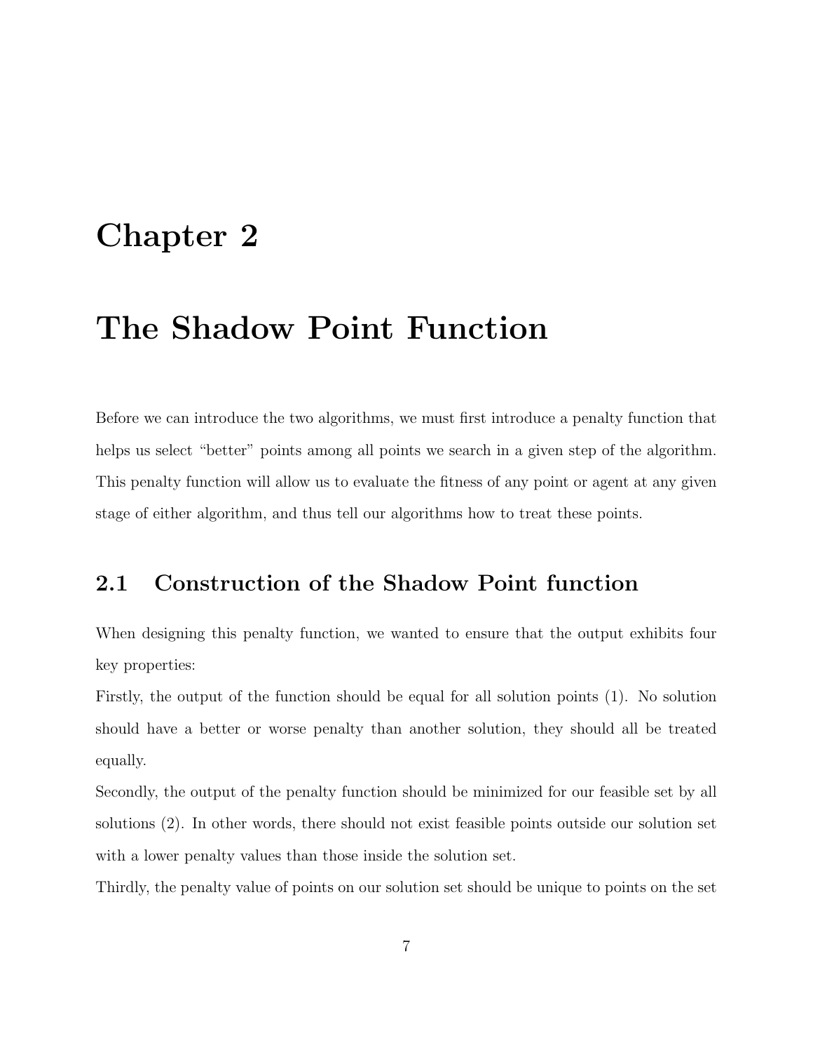# Chapter 2

# The Shadow Point Function

Before we can introduce the two algorithms, we must first introduce a penalty function that helps us select "better" points among all points we search in a given step of the algorithm. This penalty function will allow us to evaluate the fitness of any point or agent at any given stage of either algorithm, and thus tell our algorithms how to treat these points.

## 2.1 Construction of the Shadow Point function

When designing this penalty function, we wanted to ensure that the output exhibits four key properties:

Firstly, the output of the function should be equal for all solution points (1). No solution should have a better or worse penalty than another solution, they should all be treated equally.

Secondly, the output of the penalty function should be minimized for our feasible set by all solutions (2). In other words, there should not exist feasible points outside our solution set with a lower penalty values than those inside the solution set.

Thirdly, the penalty value of points on our solution set should be unique to points on the set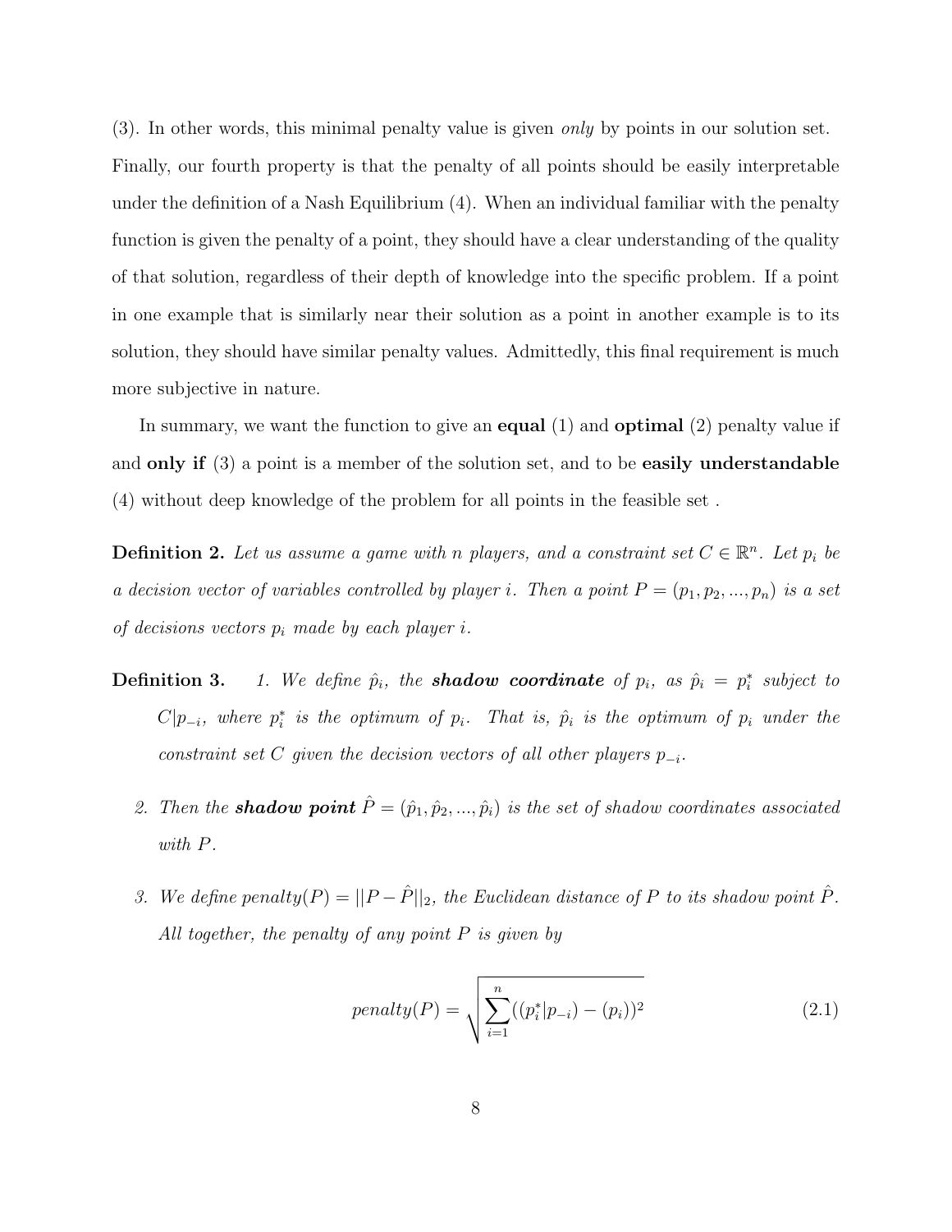(3). In other words, this minimal penalty value is given *only* by points in our solution set. Finally, our fourth property is that the penalty of all points should be easily interpretable under the definition of a Nash Equilibrium (4). When an individual familiar with the penalty function is given the penalty of a point, they should have a clear understanding of the quality of that solution, regardless of their depth of knowledge into the specific problem. If a point in one example that is similarly near their solution as a point in another example is to its solution, they should have similar penalty values. Admittedly, this final requirement is much more subjective in nature.

In summary, we want the function to give an **equal** (1) and **optimal** (2) penalty value if and **only if** (3) a point is a member of the solution set, and to be **easily understandable** (4) without deep knowledge of the problem for all points in the feasible set .

**Definition 2.** *Let us assume a game with n players, and a constraint set $C \in \mathbb{R}^n$. Let $p_i$ be a decision vector of variables controlled by player $i$. Then a point $P = (p_1, p_2, ..., p_n)$ is a set of decisions vectors $p_i$ made by each player $i$.*

**Definition 3.**

1. *We define $\hat{p}_i$, the **shadow coordinate** of $p_i$, as $\hat{p}_i = p_i^*$ subject to $C|p_{-i}$, where $p_i^*$ is the optimum of $p_i$. That is, $\hat{p}_i$ is the optimum of $p_i$ under the constraint set $C$ given the decision vectors of all other players $p_{-i}$.*

2. *Then the **shadow point** $\hat{P} = (\hat{p}_1, \hat{p}_2, ..., \hat{p}_i)$ is the set of shadow coordinates associated with $P$.*

3. *We define $penalty(P) = ||P - \hat{P}||_2$, the Euclidean distance of $P$ to its shadow point $\hat{P}$. All together, the penalty of any point $P$ is given by*

$$penalty(P) = \sqrt{\sum_{i=1}^{n}((p_i^*|p_{-i}) - (p_i))^2} \tag{2.1}$$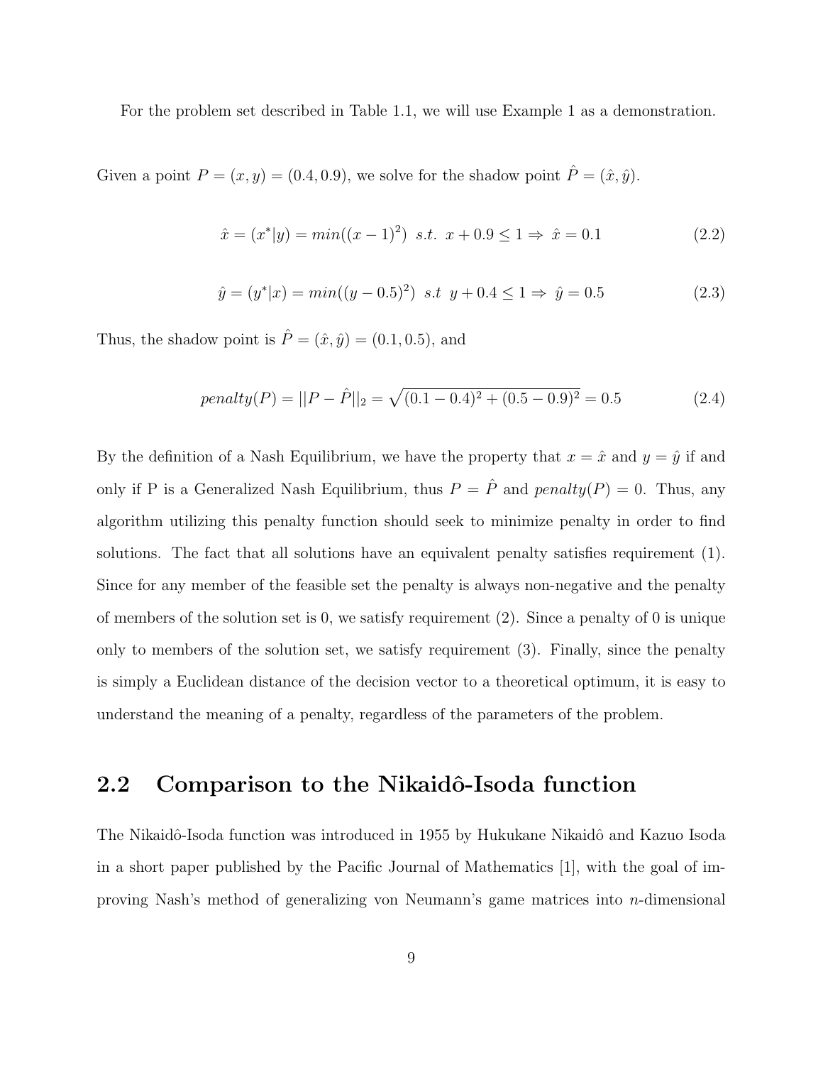For the problem set described in Table 1.1, we will use Example 1 as a demonstration.

Given a point $P = (x, y) = (0.4, 0.9)$, we solve for the shadow point $\hat{P} = (\hat{x}, \hat{y})$.

$$\hat{x} = (x^*|y) = min((x-1)^2) \;\; s.t. \;\; x + 0.9 \leq 1 \Rightarrow \; \hat{x} = 0.1 \tag{2.2}$$

$$\hat{y} = (y^*|x) = min((y-0.5)^2) \;\; s.t \;\; y + 0.4 \leq 1 \Rightarrow \; \hat{y} = 0.5 \tag{2.3}$$

Thus, the shadow point is $\hat{P} = (\hat{x}, \hat{y}) = (0.1, 0.5)$, and

$$penalty(P) = ||P - \hat{P}||_2 = \sqrt{(0.1 - 0.4)^2 + (0.5 - 0.9)^2} = 0.5 \tag{2.4}$$

By the definition of a Nash Equilibrium, we have the property that $x = \hat{x}$ and $y = \hat{y}$ if and only if P is a Generalized Nash Equilibrium, thus $P = \hat{P}$ and $penalty(P) = 0$. Thus, any algorithm utilizing this penalty function should seek to minimize penalty in order to find solutions. The fact that all solutions have an equivalent penalty satisfies requirement (1). Since for any member of the feasible set the penalty is always non-negative and the penalty of members of the solution set is 0, we satisfy requirement (2). Since a penalty of 0 is unique only to members of the solution set, we satisfy requirement (3). Finally, since the penalty is simply a Euclidean distance of the decision vector to a theoretical optimum, it is easy to understand the meaning of a penalty, regardless of the parameters of the problem.

## 2.2 Comparison to the Nikaidô-Isoda function

The Nikaidô-Isoda function was introduced in 1955 by Hukukane Nikaidô and Kazuo Isoda in a short paper published by the Pacific Journal of Mathematics [1], with the goal of improving Nash's method of generalizing von Neumann's game matrices into $n$-dimensional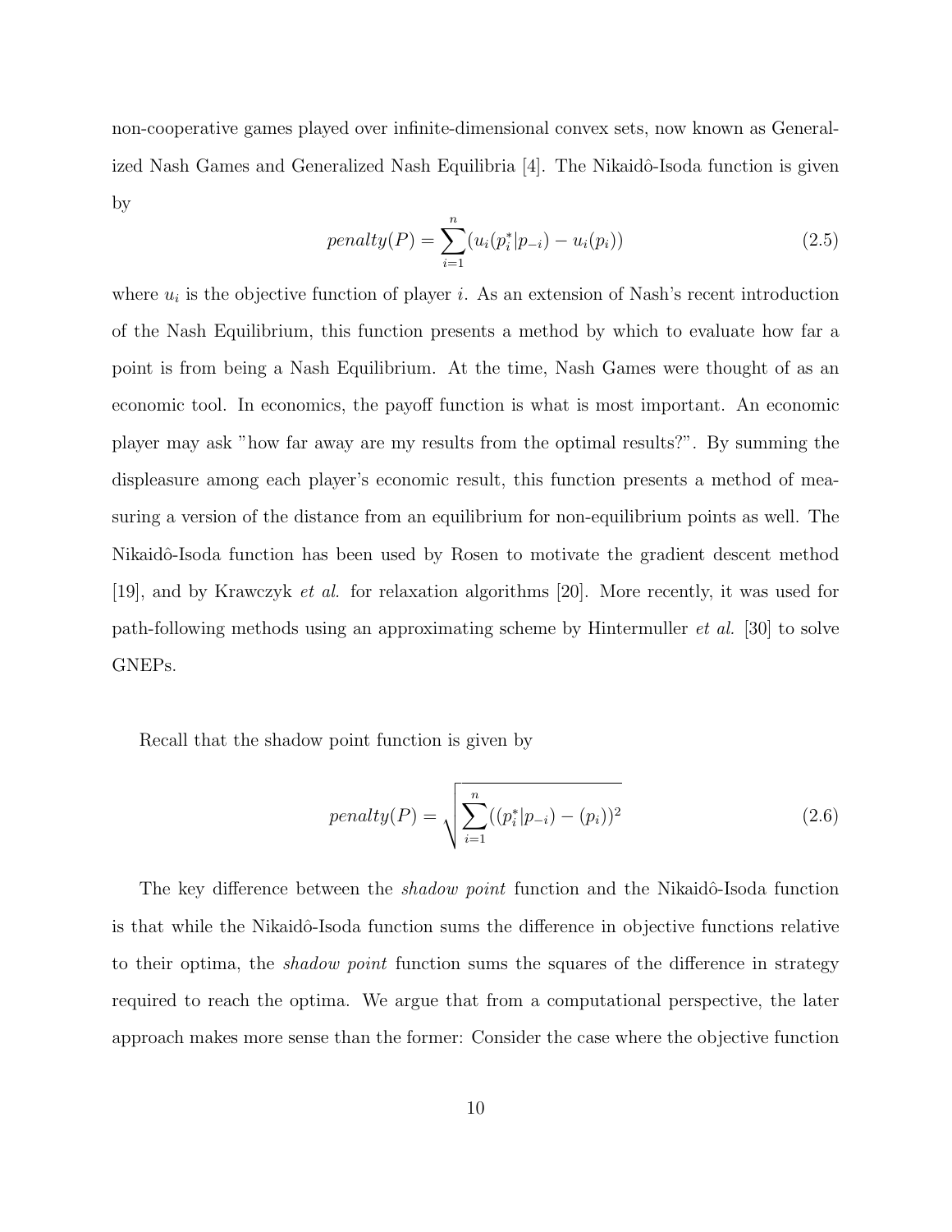non-cooperative games played over infinite-dimensional convex sets, now known as Generalized Nash Games and Generalized Nash Equilibria [4]. The Nikaidô-Isoda function is given by

$$penalty(P) = \sum_{i=1}^{n} (u_i(p_i^*|p_{-i}) - u_i(p_i)) \tag{2.5}$$

where $u_i$ is the objective function of player $i$. As an extension of Nash's recent introduction of the Nash Equilibrium, this function presents a method by which to evaluate how far a point is from being a Nash Equilibrium. At the time, Nash Games were thought of as an economic tool. In economics, the payoff function is what is most important. An economic player may ask "how far away are my results from the optimal results?". By summing the displeasure among each player's economic result, this function presents a method of measuring a version of the distance from an equilibrium for non-equilibrium points as well. The Nikaidô-Isoda function has been used by Rosen to motivate the gradient descent method [19], and by Krawczyk *et al.* for relaxation algorithms [20]. More recently, it was used for path-following methods using an approximating scheme by Hintermuller *et al.* [30] to solve GNEPs.

Recall that the shadow point function is given by

$$penalty(P) = \sqrt{\sum_{i=1}^{n} ((p_i^*|p_{-i}) - (p_i))^2} \tag{2.6}$$

The key difference between the *shadow point* function and the Nikaidô-Isoda function is that while the Nikaidô-Isoda function sums the difference in objective functions relative to their optima, the *shadow point* function sums the squares of the difference in strategy required to reach the optima. We argue that from a computational perspective, the later approach makes more sense than the former: Consider the case where the objective function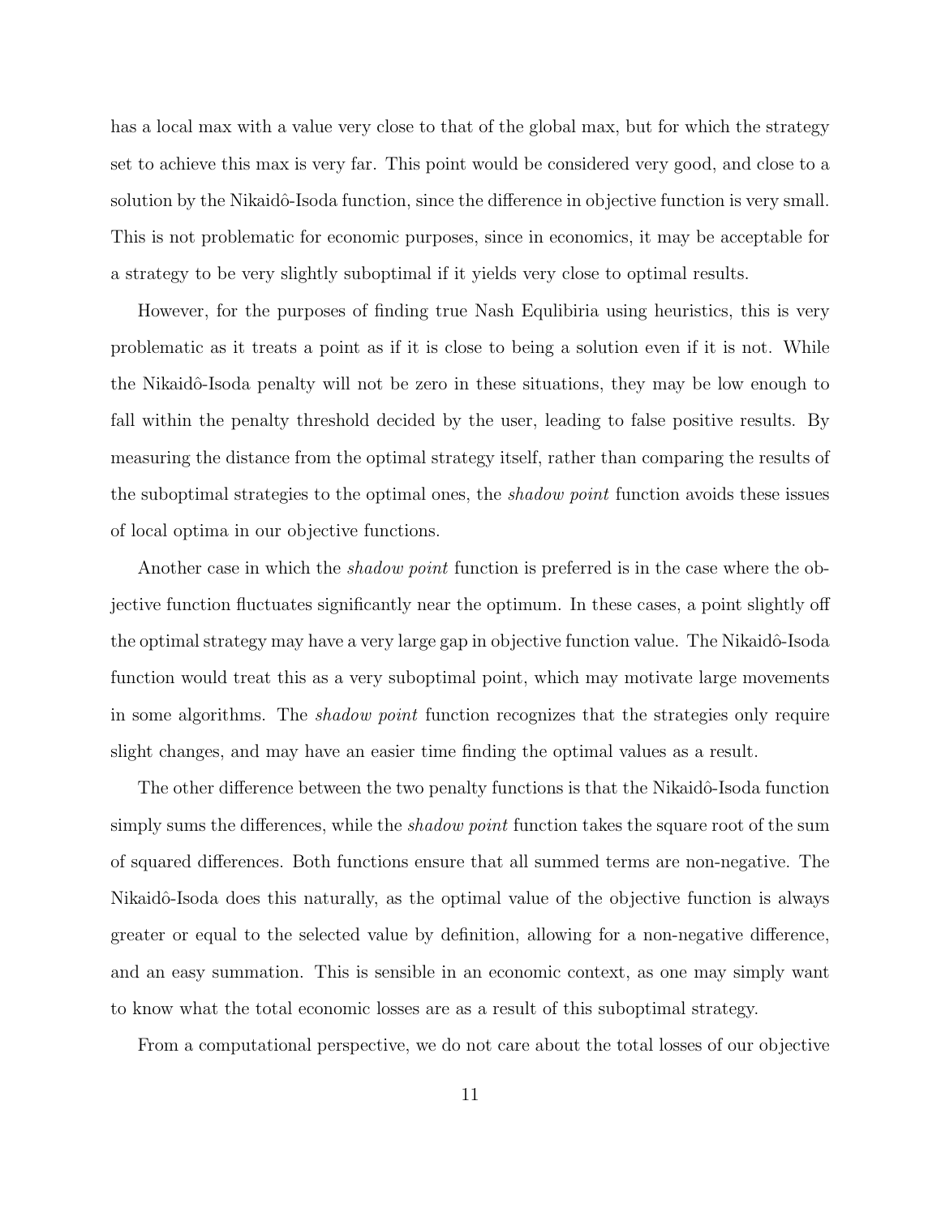has a local max with a value very close to that of the global max, but for which the strategy set to achieve this max is very far. This point would be considered very good, and close to a solution by the Nikaidô-Isoda function, since the difference in objective function is very small. This is not problematic for economic purposes, since in economics, it may be acceptable for a strategy to be very slightly suboptimal if it yields very close to optimal results.

However, for the purposes of finding true Nash Equlibiria using heuristics, this is very problematic as it treats a point as if it is close to being a solution even if it is not. While the Nikaidô-Isoda penalty will not be zero in these situations, they may be low enough to fall within the penalty threshold decided by the user, leading to false positive results. By measuring the distance from the optimal strategy itself, rather than comparing the results of the suboptimal strategies to the optimal ones, the *shadow point* function avoids these issues of local optima in our objective functions.

Another case in which the *shadow point* function is preferred is in the case where the objective function fluctuates significantly near the optimum. In these cases, a point slightly off the optimal strategy may have a very large gap in objective function value. The Nikaidô-Isoda function would treat this as a very suboptimal point, which may motivate large movements in some algorithms. The *shadow point* function recognizes that the strategies only require slight changes, and may have an easier time finding the optimal values as a result.

The other difference between the two penalty functions is that the Nikaidô-Isoda function simply sums the differences, while the *shadow point* function takes the square root of the sum of squared differences. Both functions ensure that all summed terms are non-negative. The Nikaidô-Isoda does this naturally, as the optimal value of the objective function is always greater or equal to the selected value by definition, allowing for a non-negative difference, and an easy summation. This is sensible in an economic context, as one may simply want to know what the total economic losses are as a result of this suboptimal strategy.

From a computational perspective, we do not care about the total losses of our objective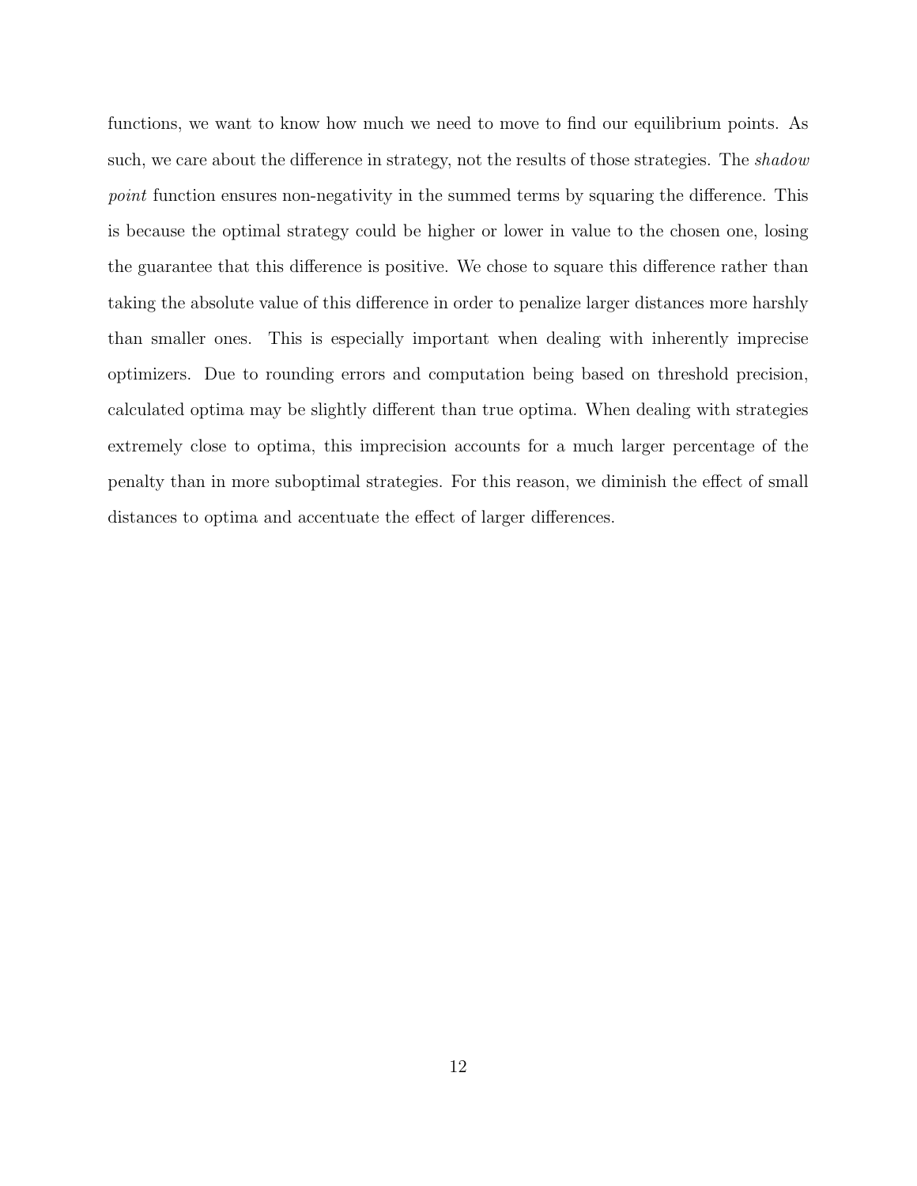functions, we want to know how much we need to move to find our equilibrium points. As such, we care about the difference in strategy, not the results of those strategies. The *shadow point* function ensures non-negativity in the summed terms by squaring the difference. This is because the optimal strategy could be higher or lower in value to the chosen one, losing the guarantee that this difference is positive. We chose to square this difference rather than taking the absolute value of this difference in order to penalize larger distances more harshly than smaller ones. This is especially important when dealing with inherently imprecise optimizers. Due to rounding errors and computation being based on threshold precision, calculated optima may be slightly different than true optima. When dealing with strategies extremely close to optima, this imprecision accounts for a much larger percentage of the penalty than in more suboptimal strategies. For this reason, we diminish the effect of small distances to optima and accentuate the effect of larger differences.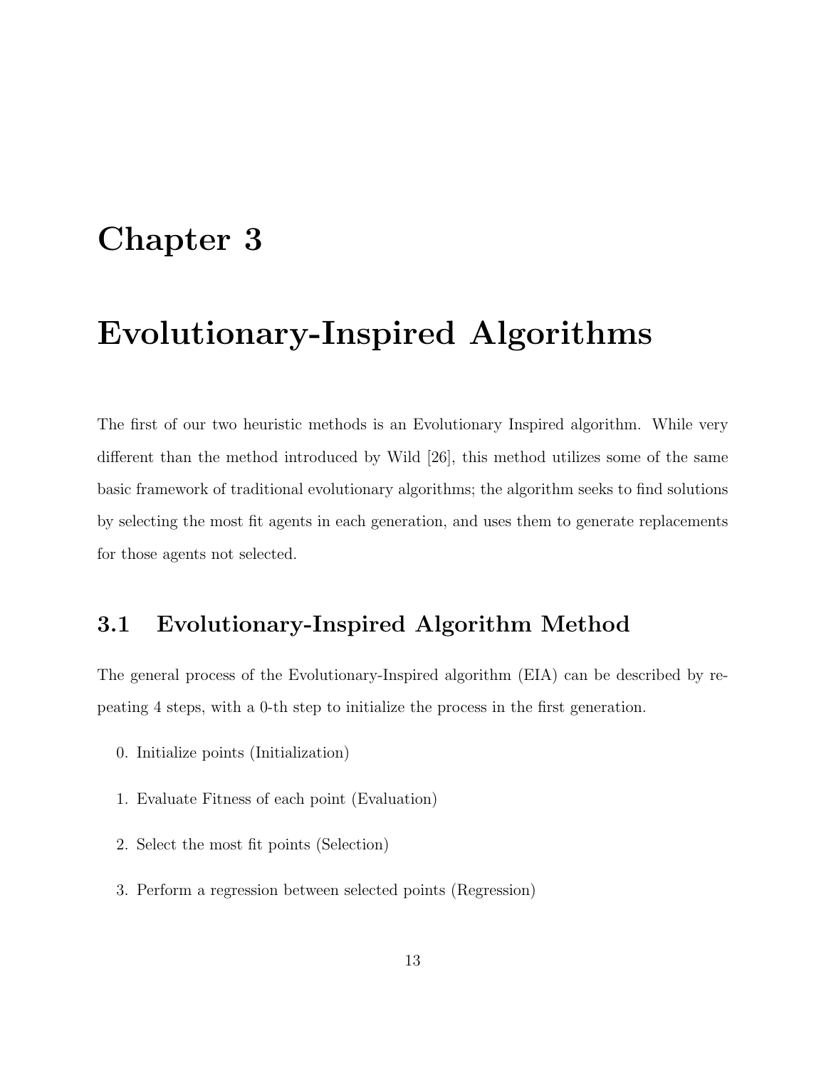# Chapter 3

# Evolutionary-Inspired Algorithms

The first of our two heuristic methods is an Evolutionary Inspired algorithm. While very different than the method introduced by Wild [26], this method utilizes some of the same basic framework of traditional evolutionary algorithms; the algorithm seeks to find solutions by selecting the most fit agents in each generation, and uses them to generate replacements for those agents not selected.

## 3.1 Evolutionary-Inspired Algorithm Method

The general process of the Evolutionary-Inspired algorithm (EIA) can be described by repeating 4 steps, with a 0-th step to initialize the process in the first generation.

0. Initialize points (Initialization)
1. Evaluate Fitness of each point (Evaluation)
2. Select the most fit points (Selection)
3. Perform a regression between selected points (Regression)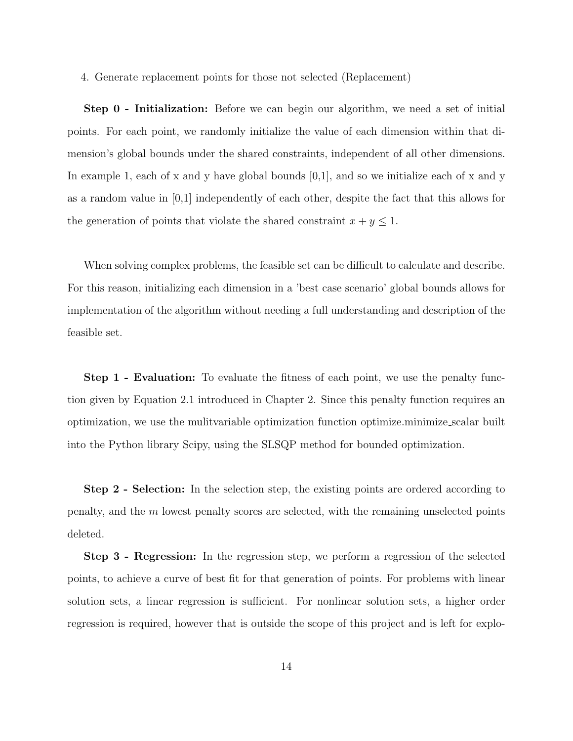4. Generate replacement points for those not selected (Replacement)

**Step 0 - Initialization:** Before we can begin our algorithm, we need a set of initial points. For each point, we randomly initialize the value of each dimension within that dimension's global bounds under the shared constraints, independent of all other dimensions. In example 1, each of x and y have global bounds [0,1], and so we initialize each of x and y as a random value in [0,1] independently of each other, despite the fact that this allows for the generation of points that violate the shared constraint $x + y \leq 1$.

When solving complex problems, the feasible set can be difficult to calculate and describe. For this reason, initializing each dimension in a 'best case scenario' global bounds allows for implementation of the algorithm without needing a full understanding and description of the feasible set.

**Step 1 - Evaluation:** To evaluate the fitness of each point, we use the penalty function given by Equation 2.1 introduced in Chapter 2. Since this penalty function requires an optimization, we use the mulitvariable optimization function optimize.minimize_scalar built into the Python library Scipy, using the SLSQP method for bounded optimization.

**Step 2 - Selection:** In the selection step, the existing points are ordered according to penalty, and the $m$ lowest penalty scores are selected, with the remaining unselected points deleted.

**Step 3 - Regression:** In the regression step, we perform a regression of the selected points, to achieve a curve of best fit for that generation of points. For problems with linear solution sets, a linear regression is sufficient. For nonlinear solution sets, a higher order regression is required, however that is outside the scope of this project and is left for explo-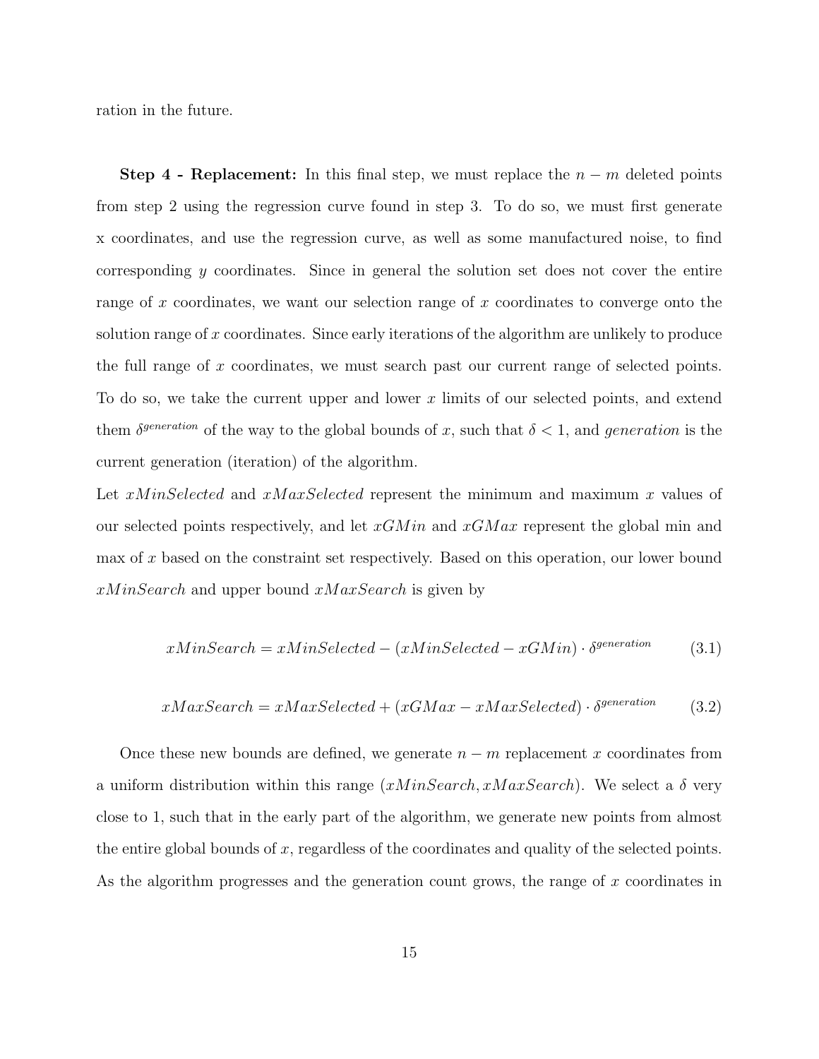ration in the future.

**Step 4 - Replacement:** In this final step, we must replace the $n - m$ deleted points from step 2 using the regression curve found in step 3. To do so, we must first generate x coordinates, and use the regression curve, as well as some manufactured noise, to find corresponding $y$ coordinates. Since in general the solution set does not cover the entire range of $x$ coordinates, we want our selection range of $x$ coordinates to converge onto the solution range of $x$ coordinates. Since early iterations of the algorithm are unlikely to produce the full range of $x$ coordinates, we must search past our current range of selected points. To do so, we take the current upper and lower $x$ limits of our selected points, and extend them $\delta^{generation}$ of the way to the global bounds of $x$, such that $\delta < 1$, and *generation* is the current generation (iteration) of the algorithm.

Let *xMinSelected* and *xMaxSelected* represent the minimum and maximum $x$ values of our selected points respectively, and let *xGMin* and *xGMax* represent the global min and max of $x$ based on the constraint set respectively. Based on this operation, our lower bound *xMinSearch* and upper bound *xMaxSearch* is given by

$$xMinSearch = xMinSelected - (xMinSelected - xGMin) \cdot \delta^{generation} \tag{3.1}$$

$$xMaxSearch = xMaxSelected + (xGMax - xMaxSelected) \cdot \delta^{generation} \tag{3.2}$$

Once these new bounds are defined, we generate $n - m$ replacement $x$ coordinates from a uniform distribution within this range $(xMinSearch, xMaxSearch)$. We select a $\delta$ very close to 1, such that in the early part of the algorithm, we generate new points from almost the entire global bounds of $x$, regardless of the coordinates and quality of the selected points. As the algorithm progresses and the generation count grows, the range of $x$ coordinates in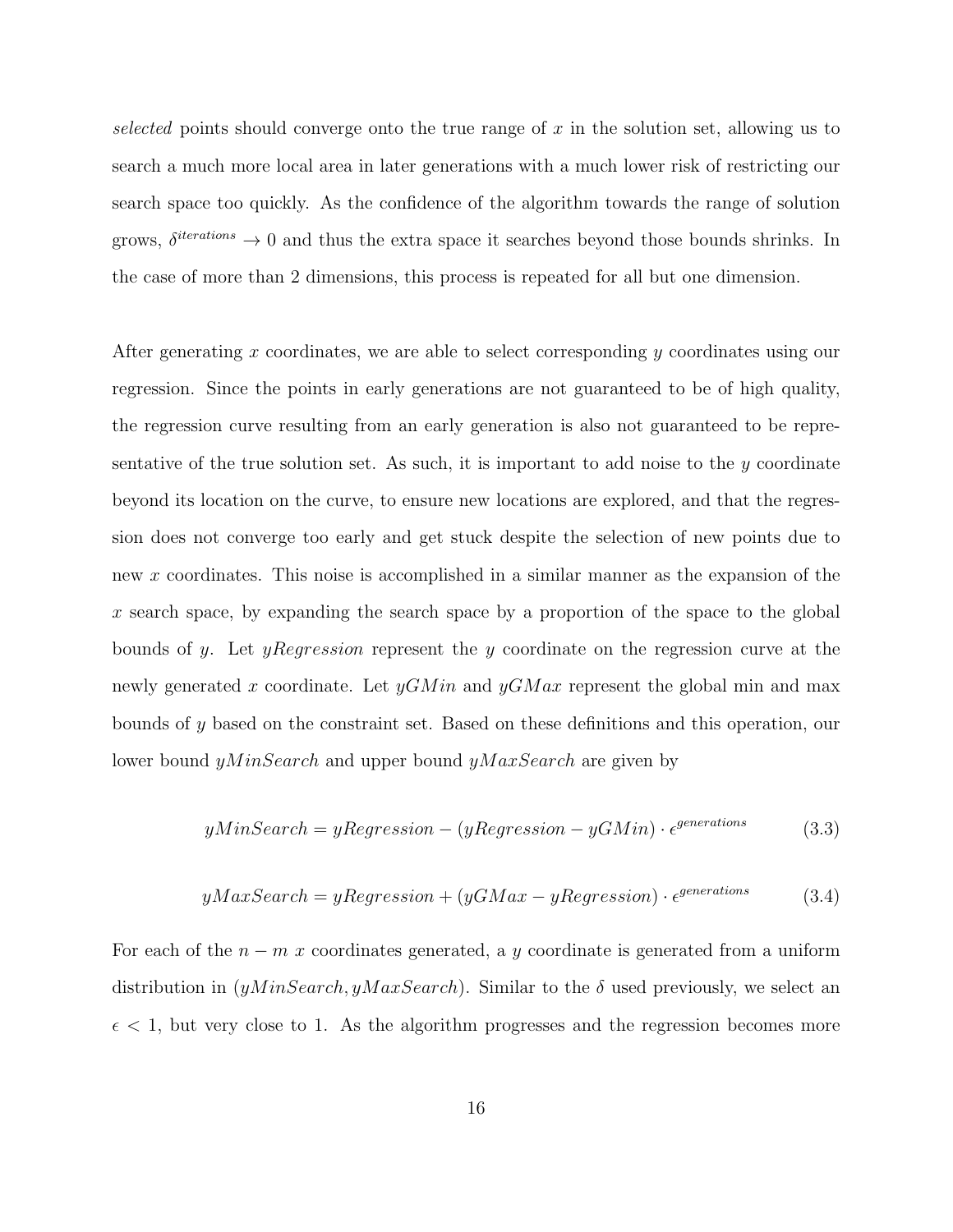*selected* points should converge onto the true range of $x$ in the solution set, allowing us to search a much more local area in later generations with a much lower risk of restricting our search space too quickly. As the confidence of the algorithm towards the range of solution grows, $\delta^{iterations} \to 0$ and thus the extra space it searches beyond those bounds shrinks. In the case of more than 2 dimensions, this process is repeated for all but one dimension.

After generating $x$ coordinates, we are able to select corresponding $y$ coordinates using our regression. Since the points in early generations are not guaranteed to be of high quality, the regression curve resulting from an early generation is also not guaranteed to be representative of the true solution set. As such, it is important to add noise to the $y$ coordinate beyond its location on the curve, to ensure new locations are explored, and that the regression does not converge too early and get stuck despite the selection of new points due to new $x$ coordinates. This noise is accomplished in a similar manner as the expansion of the $x$ search space, by expanding the search space by a proportion of the space to the global bounds of $y$. Let $yRegression$ represent the $y$ coordinate on the regression curve at the newly generated $x$ coordinate. Let $yGMin$ and $yGMax$ represent the global min and max bounds of $y$ based on the constraint set. Based on these definitions and this operation, our lower bound $yMinSearch$ and upper bound $yMaxSearch$ are given by

$$yMinSearch = yRegression - (yRegression - yGMin) \cdot \epsilon^{generations} \tag{3.3}$$

$$yMaxSearch = yRegression + (yGMax - yRegression) \cdot \epsilon^{generations} \tag{3.4}$$

For each of the $n - m$ $x$ coordinates generated, a $y$ coordinate is generated from a uniform distribution in $(yMinSearch, yMaxSearch)$. Similar to the $\delta$ used previously, we select an $\epsilon < 1$, but very close to 1. As the algorithm progresses and the regression becomes more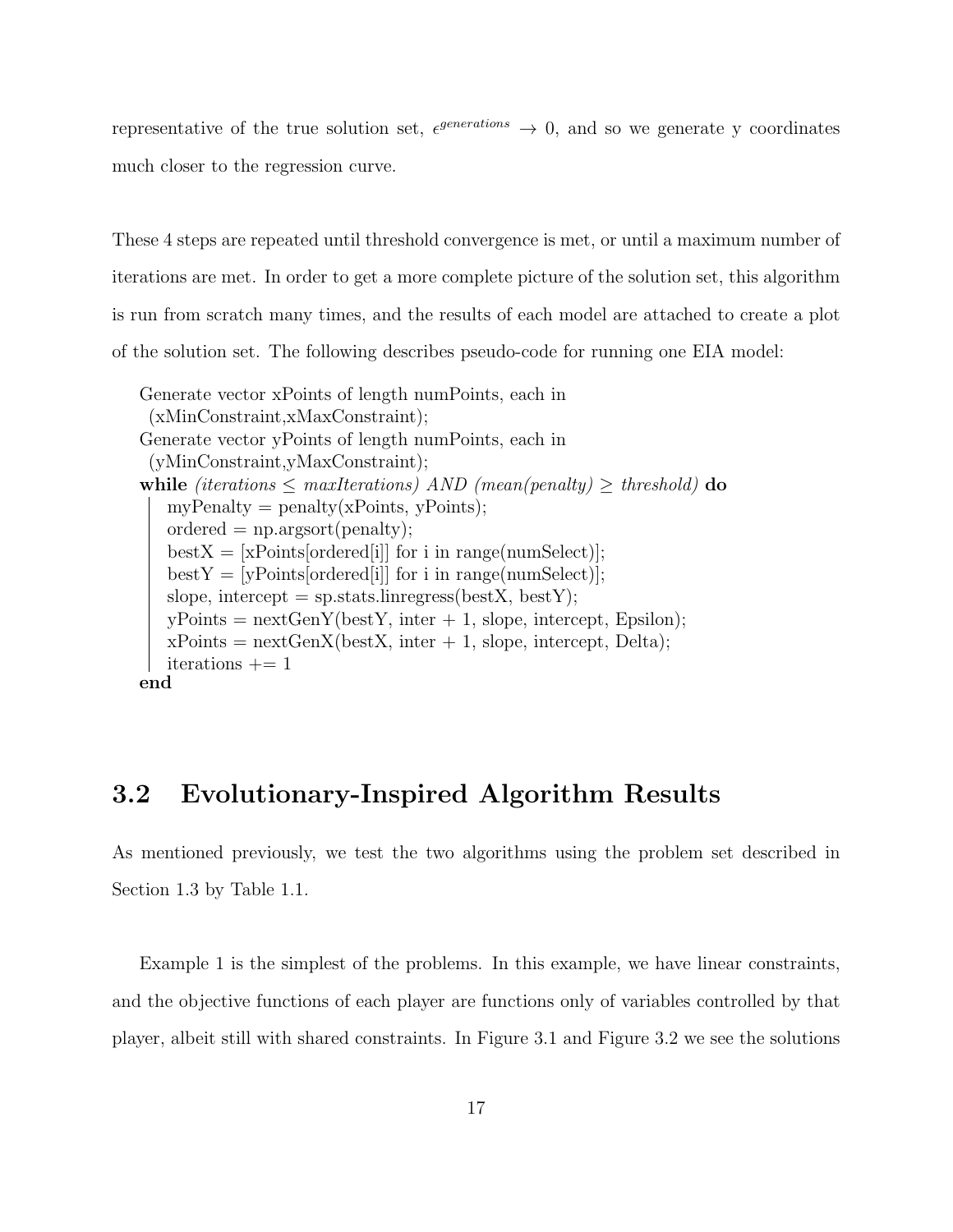representative of the true solution set, $\epsilon^{generations} \to 0$, and so we generate y coordinates much closer to the regression curve.

These 4 steps are repeated until threshold convergence is met, or until a maximum number of iterations are met. In order to get a more complete picture of the solution set, this algorithm is run from scratch many times, and the results of each model are attached to create a plot of the solution set. The following describes pseudo-code for running one EIA model:

```
Generate vector xPoints of length numPoints, each in
  (xMinConstraint,xMaxConstraint);
Generate vector yPoints of length numPoints, each in
  (yMinConstraint,yMaxConstraint);
while (iterations ≤ maxIterations) AND (mean(penalty) ≥ threshold) do
    myPenalty = penalty(xPoints, yPoints);
    ordered = np.argsort(penalty);
    bestX = [xPoints[ordered[i]] for i in range(numSelect)];
    bestY = [yPoints[ordered[i]] for i in range(numSelect)];
    slope, intercept = sp.stats.linregress(bestX, bestY);
    yPoints = nextGenY(bestY, inter + 1, slope, intercept, Epsilon);
    xPoints = nextGenX(bestX, inter + 1, slope, intercept, Delta);
    iterations += 1
end
```

## 3.2 Evolutionary-Inspired Algorithm Results

As mentioned previously, we test the two algorithms using the problem set described in Section 1.3 by Table 1.1.

Example 1 is the simplest of the problems. In this example, we have linear constraints, and the objective functions of each player are functions only of variables controlled by that player, albeit still with shared constraints. In Figure 3.1 and Figure 3.2 we see the solutions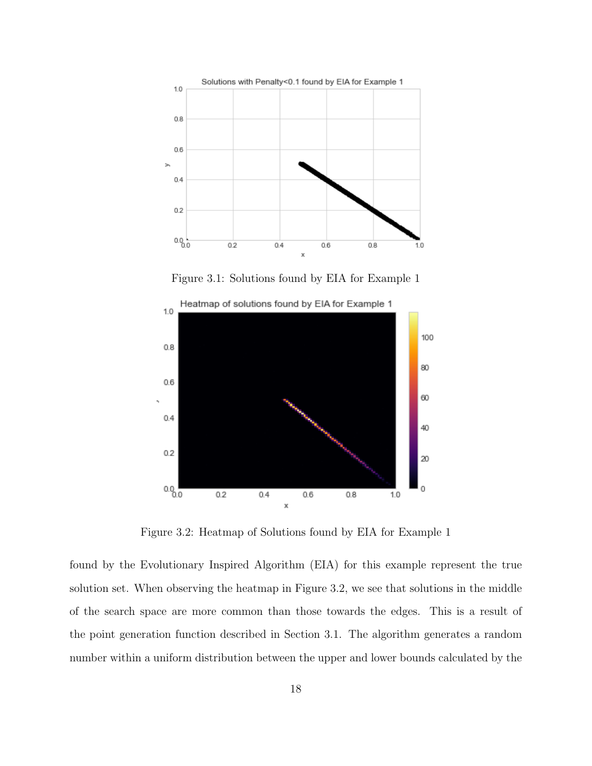Figure 3.1: Solutions found by EIA for Example 1

Figure 3.2: Heatmap of Solutions found by EIA for Example 1

found by the Evolutionary Inspired Algorithm (EIA) for this example represent the true solution set. When observing the heatmap in Figure 3.2, we see that solutions in the middle of the search space are more common than those towards the edges. This is a result of the point generation function described in Section 3.1. The algorithm generates a random number within a uniform distribution between the upper and lower bounds calculated by the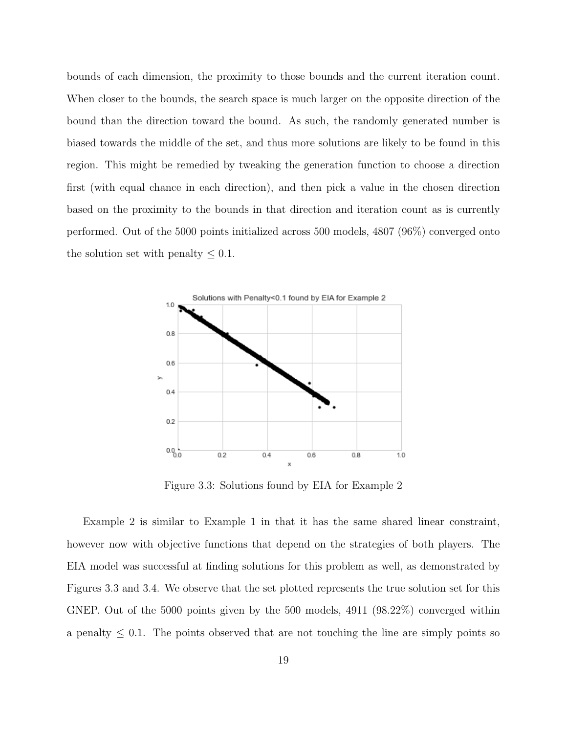bounds of each dimension, the proximity to those bounds and the current iteration count. When closer to the bounds, the search space is much larger on the opposite direction of the bound than the direction toward the bound. As such, the randomly generated number is biased towards the middle of the set, and thus more solutions are likely to be found in this region. This might be remedied by tweaking the generation function to choose a direction first (with equal chance in each direction), and then pick a value in the chosen direction based on the proximity to the bounds in that direction and iteration count as is currently performed. Out of the 5000 points initialized across 500 models, 4807 (96%) converged onto the solution set with penalty $\leq 0.1$.

Figure 3.3: Solutions found by EIA for Example 2

Example 2 is similar to Example 1 in that it has the same shared linear constraint, however now with objective functions that depend on the strategies of both players. The EIA model was successful at finding solutions for this problem as well, as demonstrated by Figures 3.3 and 3.4. We observe that the set plotted represents the true solution set for this GNEP. Out of the 5000 points given by the 500 models, 4911 (98.22%) converged within a penalty $\leq 0.1$. The points observed that are not touching the line are simply points so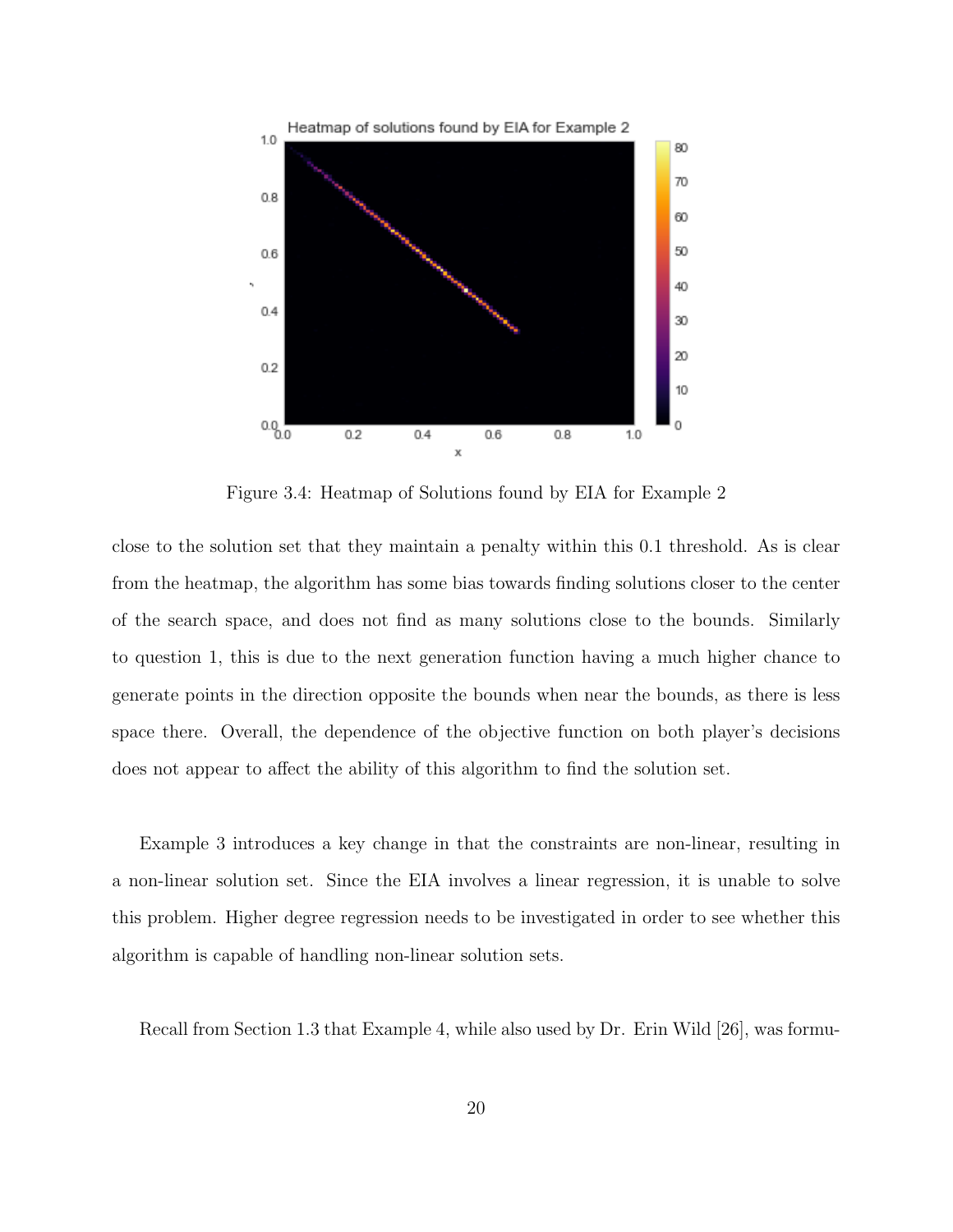Figure 3.4: Heatmap of Solutions found by EIA for Example 2

close to the solution set that they maintain a penalty within this 0.1 threshold. As is clear from the heatmap, the algorithm has some bias towards finding solutions closer to the center of the search space, and does not find as many solutions close to the bounds. Similarly to question 1, this is due to the next generation function having a much higher chance to generate points in the direction opposite the bounds when near the bounds, as there is less space there. Overall, the dependence of the objective function on both player's decisions does not appear to affect the ability of this algorithm to find the solution set.

Example 3 introduces a key change in that the constraints are non-linear, resulting in a non-linear solution set. Since the EIA involves a linear regression, it is unable to solve this problem. Higher degree regression needs to be investigated in order to see whether this algorithm is capable of handling non-linear solution sets.

Recall from Section 1.3 that Example 4, while also used by Dr. Erin Wild [26], was formu-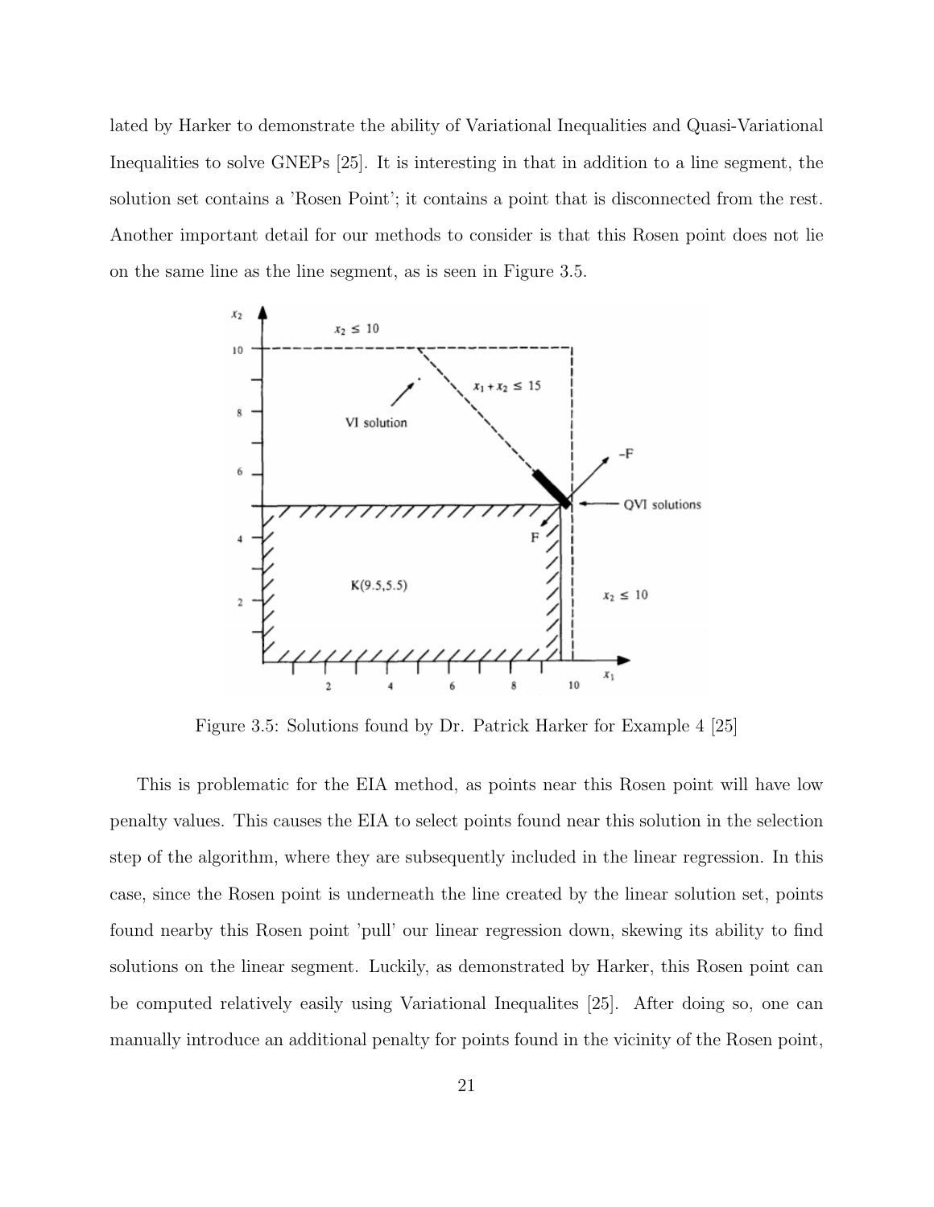lated by Harker to demonstrate the ability of Variational Inequalities and Quasi-Variational Inequalities to solve GNEPs [25]. It is interesting in that in addition to a line segment, the solution set contains a 'Rosen Point'; it contains a point that is disconnected from the rest. Another important detail for our methods to consider is that this Rosen point does not lie on the same line as the line segment, as is seen in Figure 3.5.

Figure 3.5: Solutions found by Dr. Patrick Harker for Example 4 [25]

This is problematic for the EIA method, as points near this Rosen point will have low penalty values. This causes the EIA to select points found near this solution in the selection step of the algorithm, where they are subsequently included in the linear regression. In this case, since the Rosen point is underneath the line created by the linear solution set, points found nearby this Rosen point 'pull' our linear regression down, skewing its ability to find solutions on the linear segment. Luckily, as demonstrated by Harker, this Rosen point can be computed relatively easily using Variational Inequalites [25]. After doing so, one can manually introduce an additional penalty for points found in the vicinity of the Rosen point,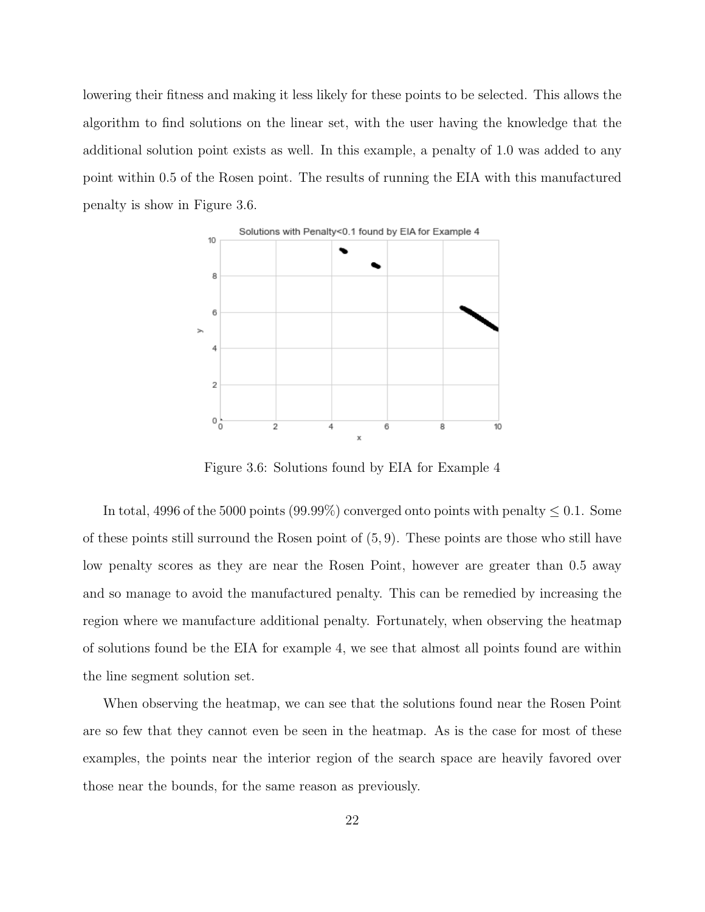lowering their fitness and making it less likely for these points to be selected. This allows the algorithm to find solutions on the linear set, with the user having the knowledge that the additional solution point exists as well. In this example, a penalty of 1.0 was added to any point within 0.5 of the Rosen point. The results of running the EIA with this manufactured penalty is show in Figure 3.6.

Figure 3.6: Solutions found by EIA for Example 4

In total, 4996 of the 5000 points (99.99%) converged onto points with penalty $\leq 0.1$. Some of these points still surround the Rosen point of $(5, 9)$. These points are those who still have low penalty scores as they are near the Rosen Point, however are greater than 0.5 away and so manage to avoid the manufactured penalty. This can be remedied by increasing the region where we manufacture additional penalty. Fortunately, when observing the heatmap of solutions found be the EIA for example 4, we see that almost all points found are within the line segment solution set.

When observing the heatmap, we can see that the solutions found near the Rosen Point are so few that they cannot even be seen in the heatmap. As is the case for most of these examples, the points near the interior region of the search space are heavily favored over those near the bounds, for the same reason as previously.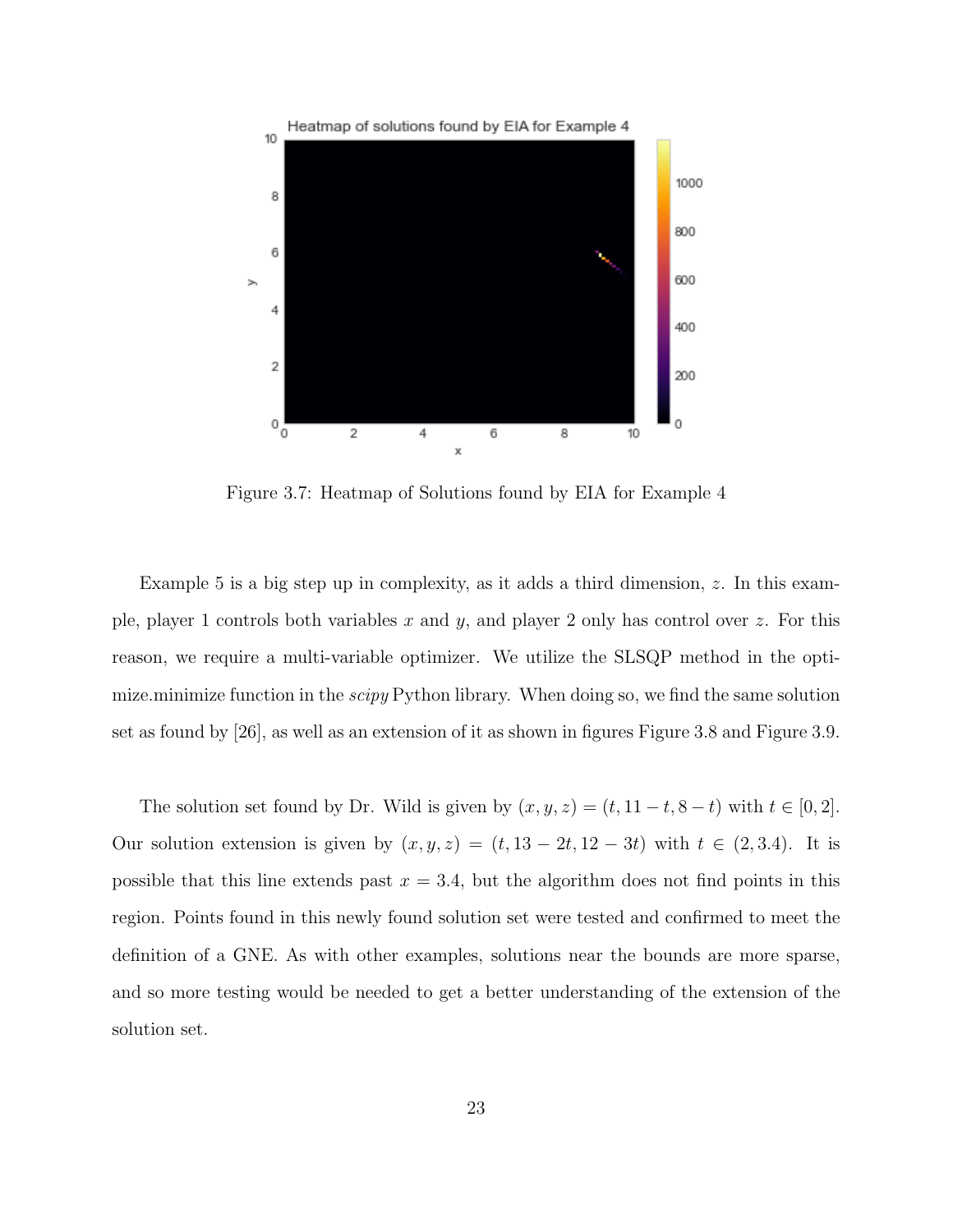Figure 3.7: Heatmap of Solutions found by EIA for Example 4

Example 5 is a big step up in complexity, as it adds a third dimension, $z$. In this example, player 1 controls both variables $x$ and $y$, and player 2 only has control over $z$. For this reason, we require a multi-variable optimizer. We utilize the SLSQP method in the optimize.minimize function in the *scipy* Python library. When doing so, we find the same solution set as found by [26], as well as an extension of it as shown in figures Figure 3.8 and Figure 3.9.

The solution set found by Dr. Wild is given by $(x, y, z) = (t, 11 - t, 8 - t)$ with $t \in [0, 2]$. Our solution extension is given by $(x, y, z) = (t, 13 - 2t, 12 - 3t)$ with $t \in (2, 3.4)$. It is possible that this line extends past $x = 3.4$, but the algorithm does not find points in this region. Points found in this newly found solution set were tested and confirmed to meet the definition of a GNE. As with other examples, solutions near the bounds are more sparse, and so more testing would be needed to get a better understanding of the extension of the solution set.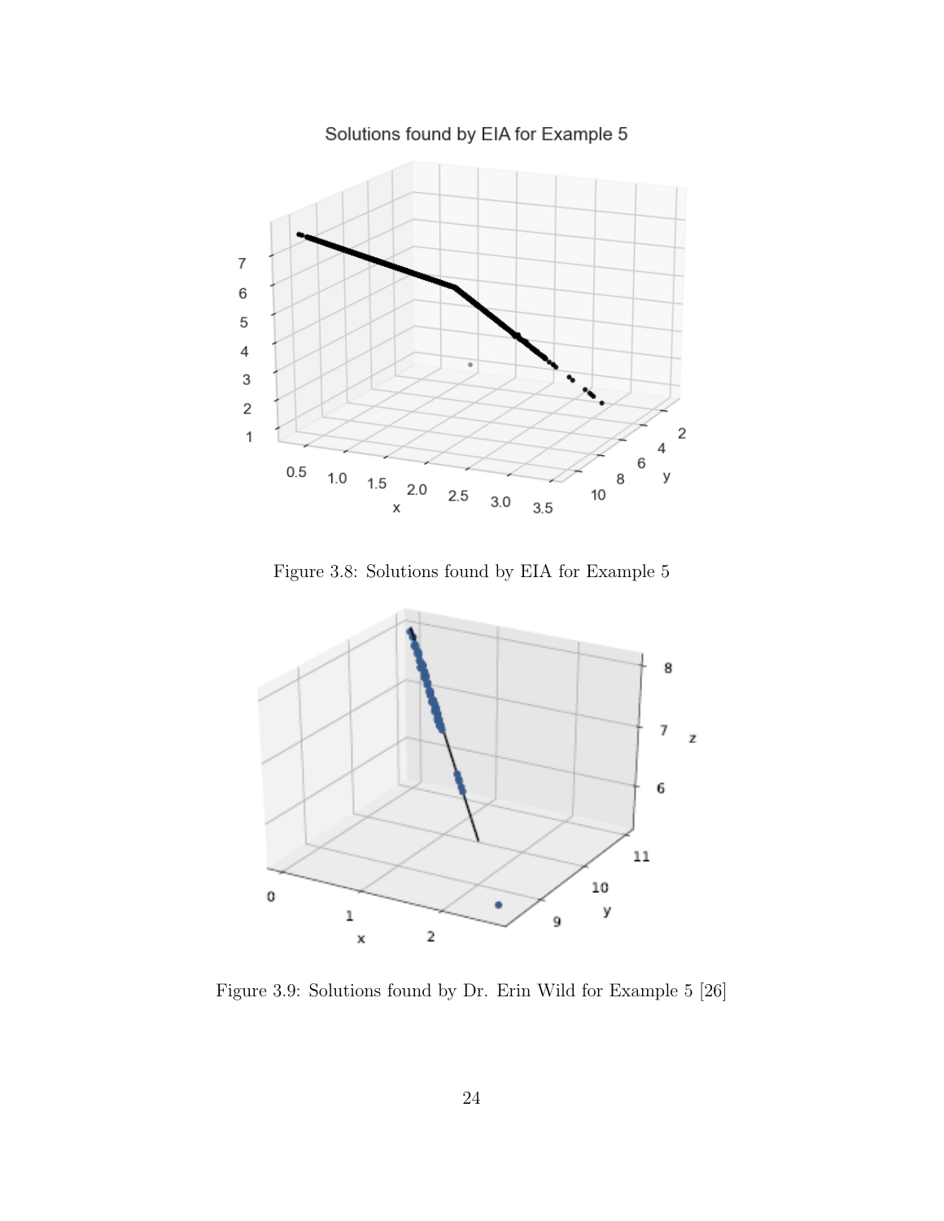Figure 3.8: Solutions found by EIA for Example 5

Figure 3.9: Solutions found by Dr. Erin Wild for Example 5 [26]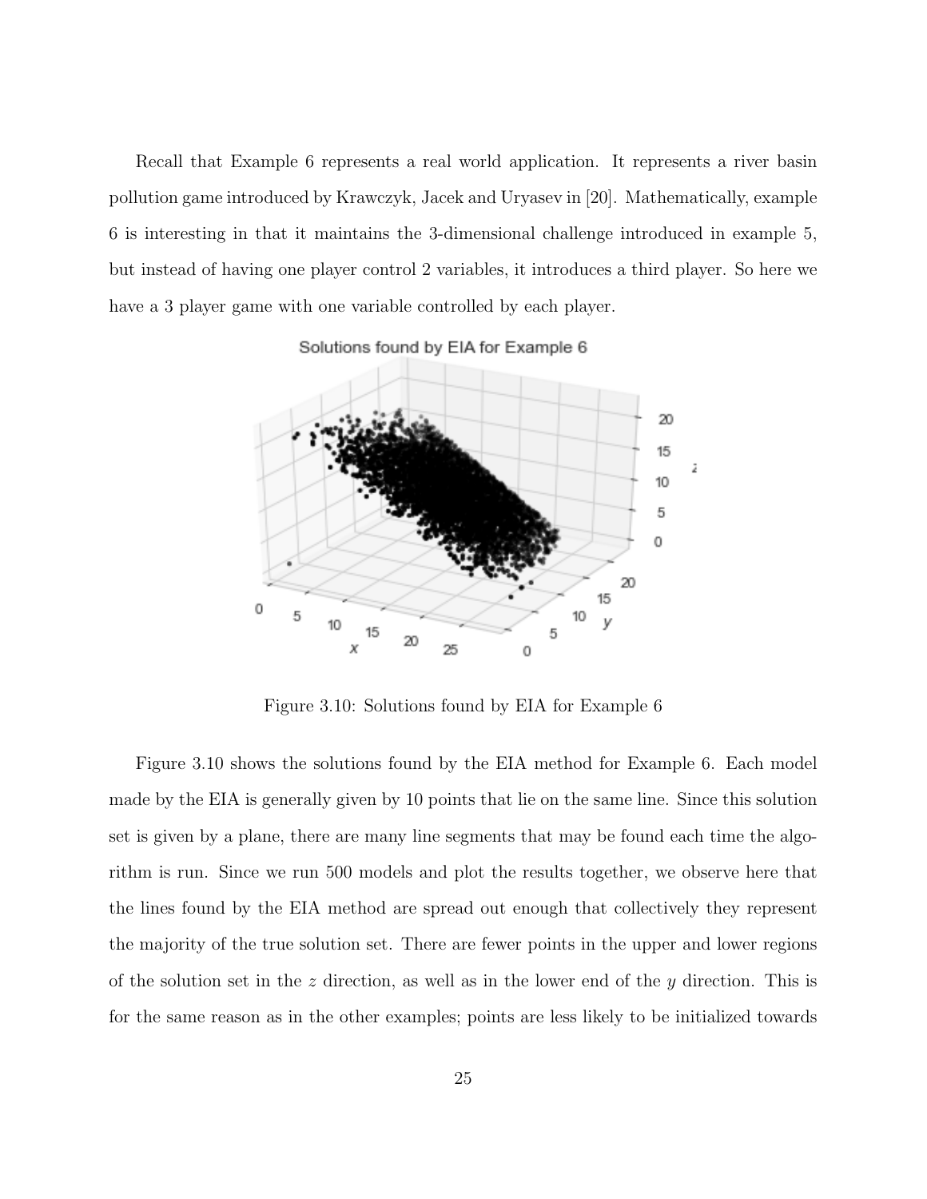Recall that Example 6 represents a real world application. It represents a river basin pollution game introduced by Krawczyk, Jacek and Uryasev in [20]. Mathematically, example 6 is interesting in that it maintains the 3-dimensional challenge introduced in example 5, but instead of having one player control 2 variables, it introduces a third player. So here we have a 3 player game with one variable controlled by each player.

Figure 3.10: Solutions found by EIA for Example 6

Figure 3.10 shows the solutions found by the EIA method for Example 6. Each model made by the EIA is generally given by 10 points that lie on the same line. Since this solution set is given by a plane, there are many line segments that may be found each time the algorithm is run. Since we run 500 models and plot the results together, we observe here that the lines found by the EIA method are spread out enough that collectively they represent the majority of the true solution set. There are fewer points in the upper and lower regions of the solution set in the $z$ direction, as well as in the lower end of the $y$ direction. This is for the same reason as in the other examples; points are less likely to be initialized towards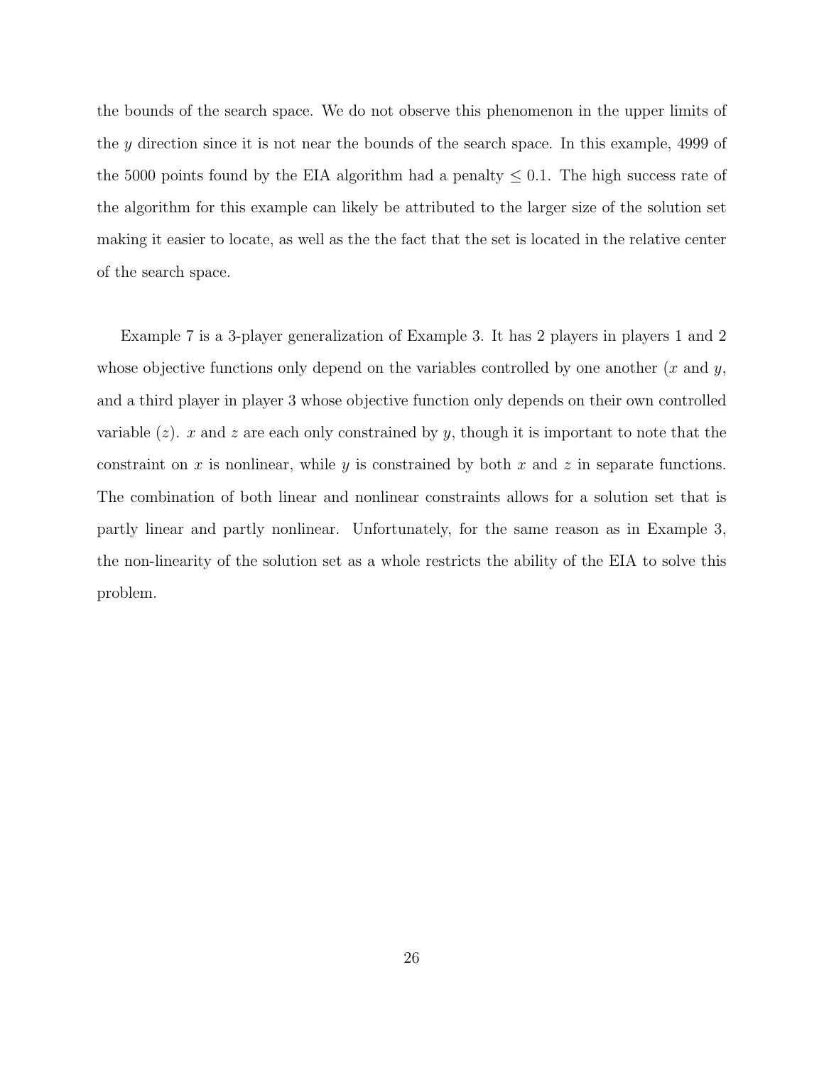the bounds of the search space. We do not observe this phenomenon in the upper limits of the $y$ direction since it is not near the bounds of the search space. In this example, 4999 of the 5000 points found by the EIA algorithm had a penalty $\leq 0.1$. The high success rate of the algorithm for this example can likely be attributed to the larger size of the solution set making it easier to locate, as well as the the fact that the set is located in the relative center of the search space.

Example 7 is a 3-player generalization of Example 3. It has 2 players in players 1 and 2 whose objective functions only depend on the variables controlled by one another ($x$ and $y$, and a third player in player 3 whose objective function only depends on their own controlled variable ($z$). $x$ and $z$ are each only constrained by $y$, though it is important to note that the constraint on $x$ is nonlinear, while $y$ is constrained by both $x$ and $z$ in separate functions. The combination of both linear and nonlinear constraints allows for a solution set that is partly linear and partly nonlinear. Unfortunately, for the same reason as in Example 3, the non-linearity of the solution set as a whole restricts the ability of the EIA to solve this problem.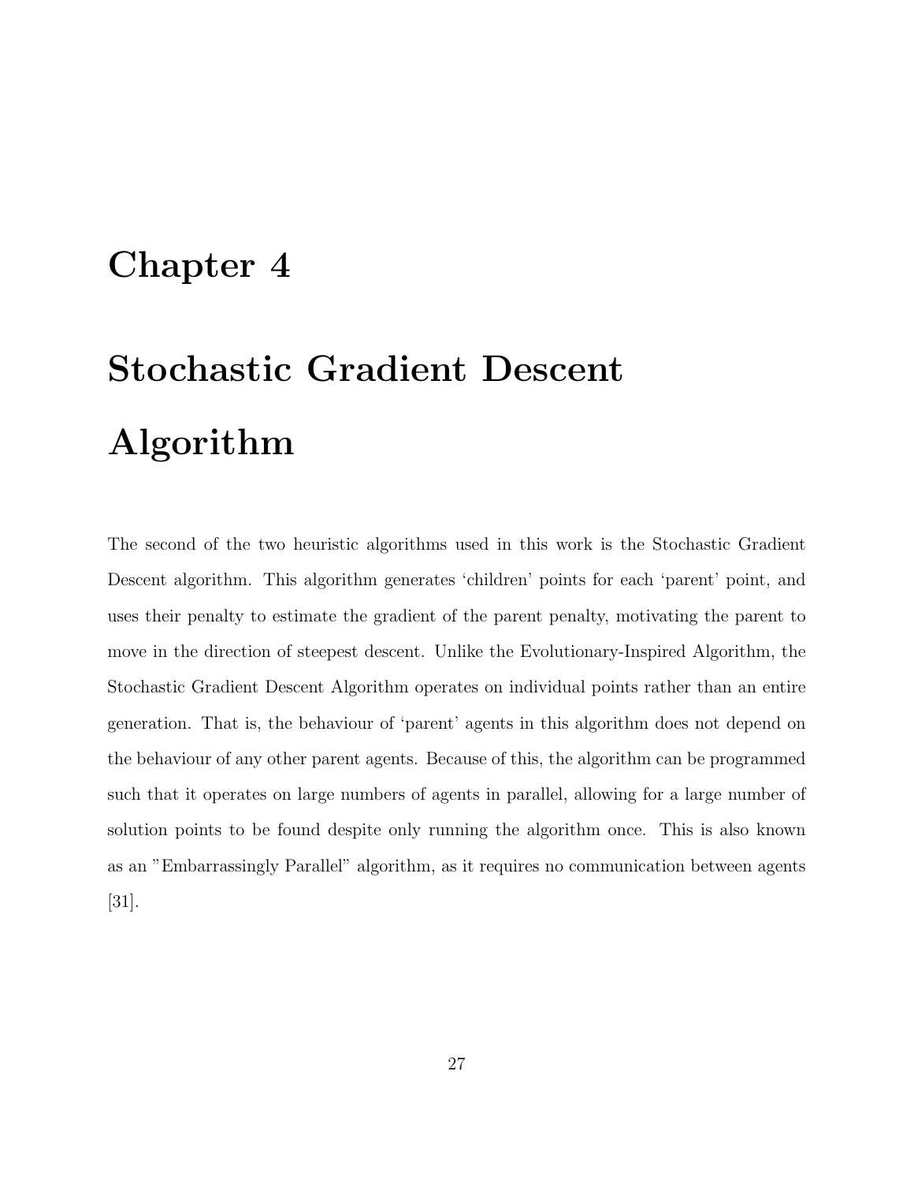# Chapter 4

# Stochastic Gradient Descent Algorithm

The second of the two heuristic algorithms used in this work is the Stochastic Gradient Descent algorithm. This algorithm generates 'children' points for each 'parent' point, and uses their penalty to estimate the gradient of the parent penalty, motivating the parent to move in the direction of steepest descent. Unlike the Evolutionary-Inspired Algorithm, the Stochastic Gradient Descent Algorithm operates on individual points rather than an entire generation. That is, the behaviour of 'parent' agents in this algorithm does not depend on the behaviour of any other parent agents. Because of this, the algorithm can be programmed such that it operates on large numbers of agents in parallel, allowing for a large number of solution points to be found despite only running the algorithm once. This is also known as an "Embarrassingly Parallel" algorithm, as it requires no communication between agents [31].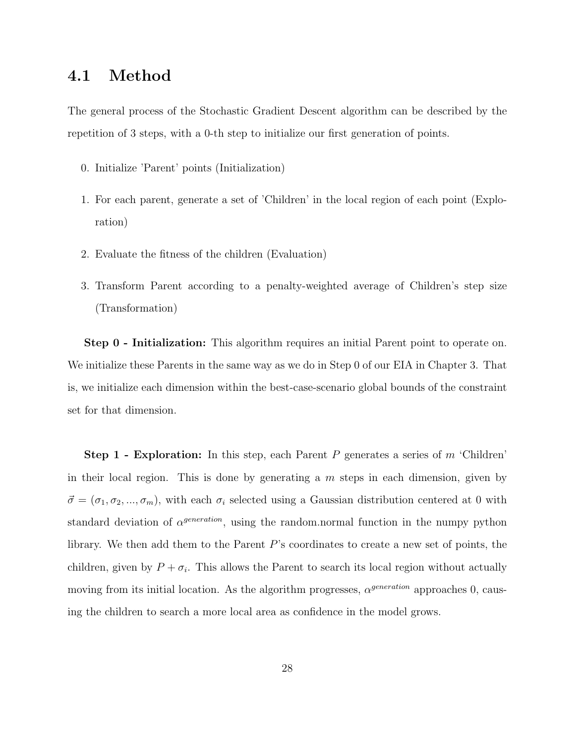## 4.1 Method

The general process of the Stochastic Gradient Descent algorithm can be described by the repetition of 3 steps, with a 0-th step to initialize our first generation of points.

0. Initialize 'Parent' points (Initialization)
1. For each parent, generate a set of 'Children' in the local region of each point (Exploration)
2. Evaluate the fitness of the children (Evaluation)
3. Transform Parent according to a penalty-weighted average of Children's step size (Transformation)

**Step 0 - Initialization:** This algorithm requires an initial Parent point to operate on. We initialize these Parents in the same way as we do in Step 0 of our EIA in Chapter 3. That is, we initialize each dimension within the best-case-scenario global bounds of the constraint set for that dimension.

**Step 1 - Exploration:** In this step, each Parent $P$ generates a series of $m$ 'Children' in their local region. This is done by generating a $m$ steps in each dimension, given by $\vec{\sigma} = (\sigma_1, \sigma_2, ..., \sigma_m)$, with each $\sigma_i$ selected using a Gaussian distribution centered at 0 with standard deviation of $\alpha^{generation}$, using the random.normal function in the numpy python library. We then add them to the Parent $P$'s coordinates to create a new set of points, the children, given by $P + \sigma_i$. This allows the Parent to search its local region without actually moving from its initial location. As the algorithm progresses, $\alpha^{generation}$ approaches 0, causing the children to search a more local area as confidence in the model grows.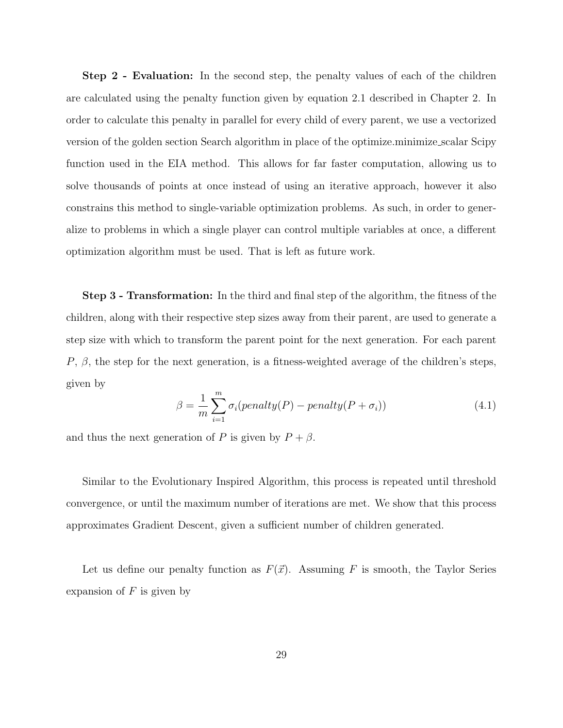**Step 2 - Evaluation:** In the second step, the penalty values of each of the children are calculated using the penalty function given by equation 2.1 described in Chapter 2. In order to calculate this penalty in parallel for every child of every parent, we use a vectorized version of the golden section Search algorithm in place of the optimize.minimize_scalar Scipy function used in the EIA method. This allows for far faster computation, allowing us to solve thousands of points at once instead of using an iterative approach, however it also constrains this method to single-variable optimization problems. As such, in order to generalize to problems in which a single player can control multiple variables at once, a different optimization algorithm must be used. That is left as future work.

**Step 3 - Transformation:** In the third and final step of the algorithm, the fitness of the children, along with their respective step sizes away from their parent, are used to generate a step size with which to transform the parent point for the next generation. For each parent $P$, $\beta$, the step for the next generation, is a fitness-weighted average of the children's steps, given by

$$\beta = \frac{1}{m}\sum_{i=1}^{m} \sigma_i(penalty(P) - penalty(P + \sigma_i)) \tag{4.1}$$

and thus the next generation of $P$ is given by $P + \beta$.

Similar to the Evolutionary Inspired Algorithm, this process is repeated until threshold convergence, or until the maximum number of iterations are met. We show that this process approximates Gradient Descent, given a sufficient number of children generated.

Let us define our penalty function as $F(\vec{x})$. Assuming $F$ is smooth, the Taylor Series expansion of $F$ is given by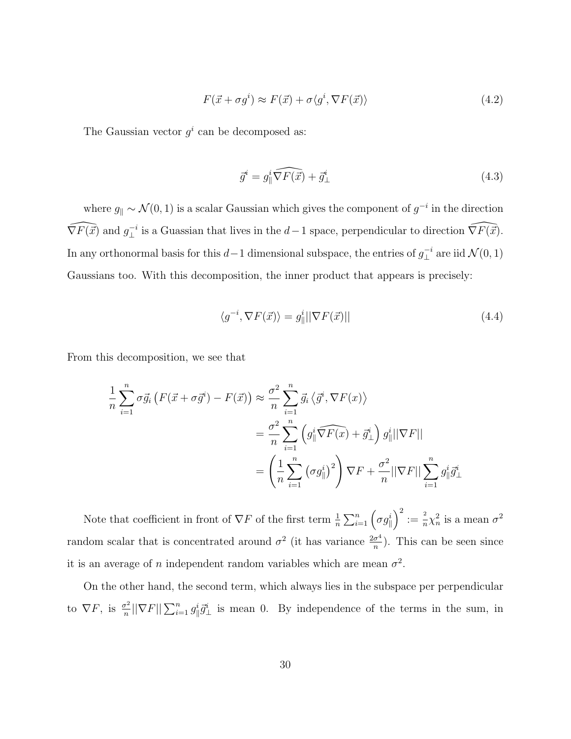$$F(\vec{x} + \sigma g^i) \approx F(\vec{x}) + \sigma \langle g^i, \nabla F(\vec{x}) \rangle \tag{4.2}$$

The Gaussian vector $g^i$ can be decomposed as:

$$\vec{g}^i = g_\parallel^i \widehat{\nabla F(\vec{x})} + \vec{g}_\perp^i \tag{4.3}$$

where $g_\parallel \sim \mathcal{N}(0,1)$ is a scalar Gaussian which gives the component of $g^{-i}$ in the direction $\widehat{\nabla F(\vec{x})}$ and $g_\perp^{-i}$ is a Guassian that lives in the $d-1$ space, perpendicular to direction $\widehat{\nabla F(\vec{x})}$. In any orthonormal basis for this $d-1$ dimensional subspace, the entries of $g_\perp^{-i}$ are iid $\mathcal{N}(0,1)$ Gaussians too. With this decomposition, the inner product that appears is precisely:

$$\langle g^{-i}, \nabla F(\vec{x}) \rangle = g_\parallel^i ||\nabla F(\vec{x})|| \tag{4.4}$$

From this decomposition, we see that

$$\begin{aligned}
\frac{1}{n}\sum_{i=1}^{n} \sigma \vec{g}_i \left( F(\vec{x} + \sigma \vec{g}^i) - F(\vec{x}) \right) &\approx \frac{\sigma^2}{n} \sum_{i=1}^{n} \vec{g}_i \left\langle \vec{g}^i, \nabla F(x) \right\rangle \\
&= \frac{\sigma^2}{n} \sum_{i=1}^{n} \left( g_\parallel^i \widehat{\nabla F(x)} + \vec{g}_\perp^i \right) g_\parallel^i ||\nabla F|| \\
&= \left( \frac{1}{n} \sum_{i=1}^{n} \left( \sigma g_\parallel^i \right)^2 \right) \nabla F + \frac{\sigma^2}{n} ||\nabla F|| \sum_{i=1}^{n} g_\parallel^i \vec{g}_\perp^i
\end{aligned}$$

Note that coefficient in front of $\nabla F$ of the first term $\frac{1}{n}\sum_{i=1}^{n}\left(\sigma g_\parallel^i\right)^2 := \frac{2}{n}\chi_n^2$ is a mean $\sigma^2$ random scalar that is concentrated around $\sigma^2$ (it has variance $\frac{2\sigma^4}{n}$). This can be seen since it is an average of $n$ independent random variables which are mean $\sigma^2$.

On the other hand, the second term, which always lies in the subspace per perpendicular to $\nabla F$, is $\frac{\sigma^2}{n}||\nabla F|| \sum_{i=1}^{n} g_\parallel^i \vec{g}_\perp^i$ is mean 0. By independence of the terms in the sum, in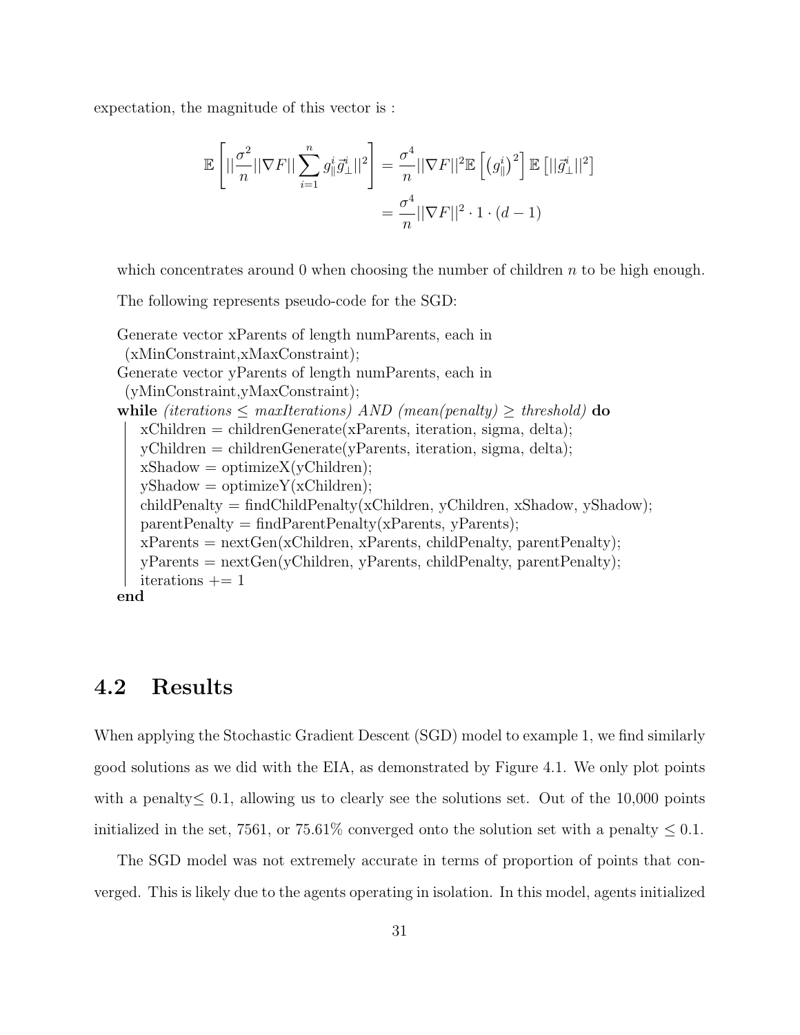expectation, the magnitude of this vector is :

$$\mathbb{E}\left[||\frac{\sigma^2}{n}||\nabla F||\sum_{i=1}^{n} g_{\parallel}^{i}\vec{g}_{\perp}^{i}||^2\right] = \frac{\sigma^4}{n}||\nabla F||^2 \mathbb{E}\left[\left(g_{\parallel}^{i}\right)^2\right]\mathbb{E}\left[||\vec{g}_{\perp}^{i}||^2\right]$$
$$= \frac{\sigma^4}{n}||\nabla F||^2 \cdot 1 \cdot (d-1)$$

which concentrates around 0 when choosing the number of children $n$ to be high enough.

The following represents pseudo-code for the SGD:

```
Generate vector xParents of length numParents, each in
  (xMinConstraint,xMaxConstraint);
Generate vector yParents of length numParents, each in
  (yMinConstraint,yMaxConstraint);
while (iterations ≤ maxIterations) AND (mean(penalty) ≥ threshold) do
    xChildren = childrenGenerate(xParents, iteration, sigma, delta);
    yChildren = childrenGenerate(yParents, iteration, sigma, delta);
    xShadow = optimizeX(yChildren);
    yShadow = optimizeY(xChildren);
    childPenalty = findChildPenalty(xChildren, yChildren, xShadow, yShadow);
    parentPenalty = findParentPenalty(xParents, yParents);
    xParents = nextGen(xChildren, xParents, childPenalty, parentPenalty);
    yParents = nextGen(yChildren, yParents, childPenalty, parentPenalty);
    iterations += 1
end
```

## 4.2 Results

When applying the Stochastic Gradient Descent (SGD) model to example 1, we find similarly good solutions as we did with the EIA, as demonstrated by Figure 4.1. We only plot points with a penalty$\leq$ 0.1, allowing us to clearly see the solutions set. Out of the 10,000 points initialized in the set, 7561, or 75.61% converged onto the solution set with a penalty $\leq$ 0.1.

The SGD model was not extremely accurate in terms of proportion of points that converged. This is likely due to the agents operating in isolation. In this model, agents initialized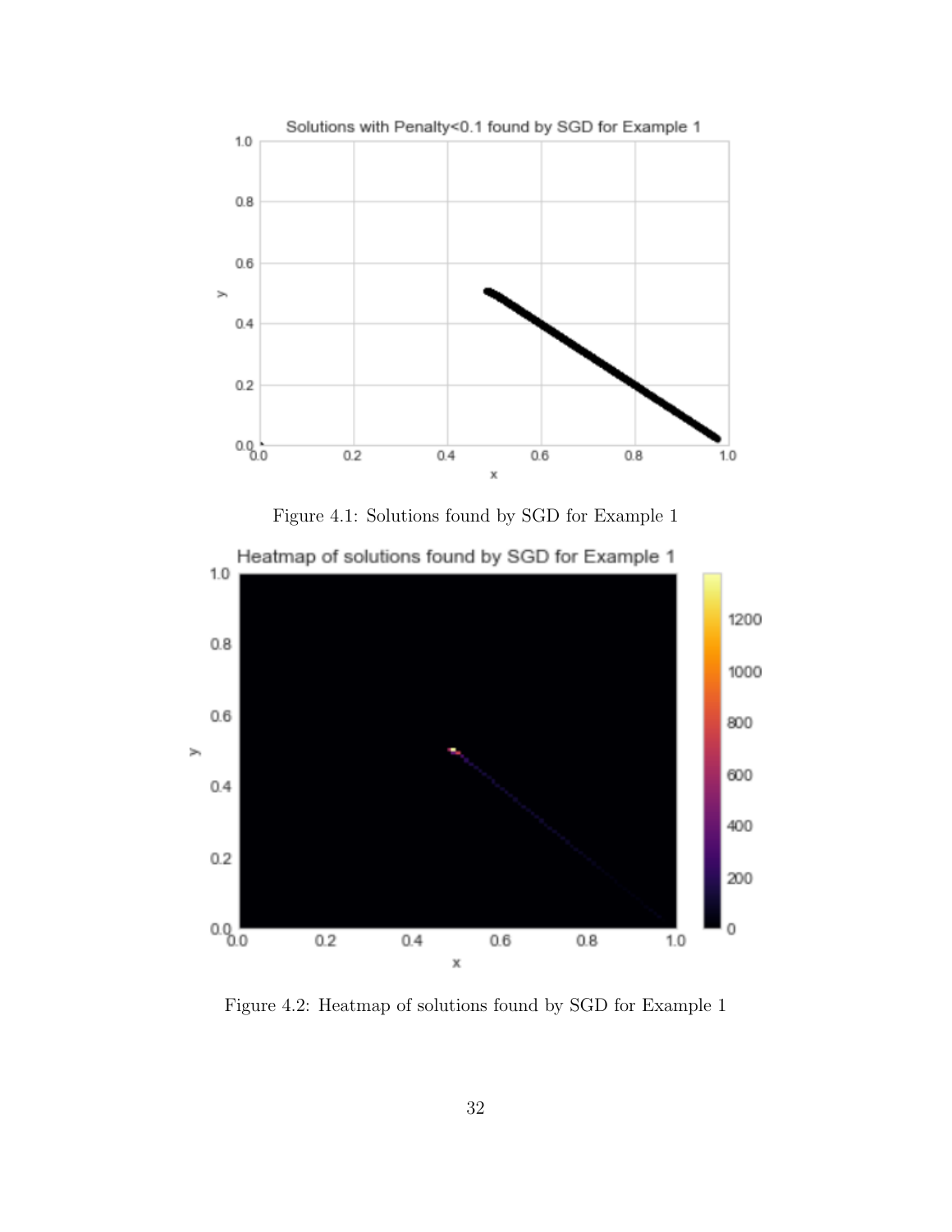Figure 4.1: Solutions found by SGD for Example 1

Figure 4.2: Heatmap of solutions found by SGD for Example 1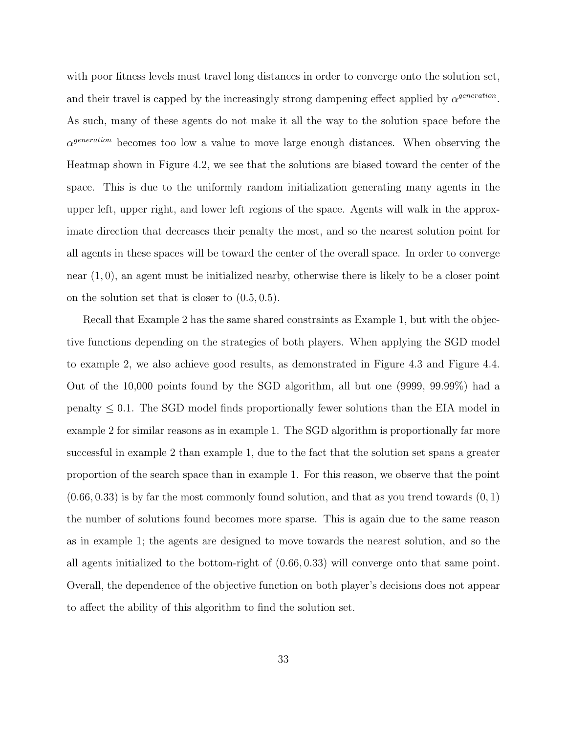with poor fitness levels must travel long distances in order to converge onto the solution set, and their travel is capped by the increasingly strong dampening effect applied by $\alpha^{generation}$. As such, many of these agents do not make it all the way to the solution space before the $\alpha^{generation}$ becomes too low a value to move large enough distances. When observing the Heatmap shown in Figure 4.2, we see that the solutions are biased toward the center of the space. This is due to the uniformly random initialization generating many agents in the upper left, upper right, and lower left regions of the space. Agents will walk in the approximate direction that decreases their penalty the most, and so the nearest solution point for all agents in these spaces will be toward the center of the overall space. In order to converge near $(1, 0)$, an agent must be initialized nearby, otherwise there is likely to be a closer point on the solution set that is closer to $(0.5, 0.5)$.

Recall that Example 2 has the same shared constraints as Example 1, but with the objective functions depending on the strategies of both players. When applying the SGD model to example 2, we also achieve good results, as demonstrated in Figure 4.3 and Figure 4.4. Out of the 10,000 points found by the SGD algorithm, all but one (9999, 99.99%) had a penalty $\leq 0.1$. The SGD model finds proportionally fewer solutions than the EIA model in example 2 for similar reasons as in example 1. The SGD algorithm is proportionally far more successful in example 2 than example 1, due to the fact that the solution set spans a greater proportion of the search space than in example 1. For this reason, we observe that the point $(0.66, 0.33)$ is by far the most commonly found solution, and that as you trend towards $(0, 1)$ the number of solutions found becomes more sparse. This is again due to the same reason as in example 1; the agents are designed to move towards the nearest solution, and so the all agents initialized to the bottom-right of $(0.66, 0.33)$ will converge onto that same point. Overall, the dependence of the objective function on both player's decisions does not appear to affect the ability of this algorithm to find the solution set.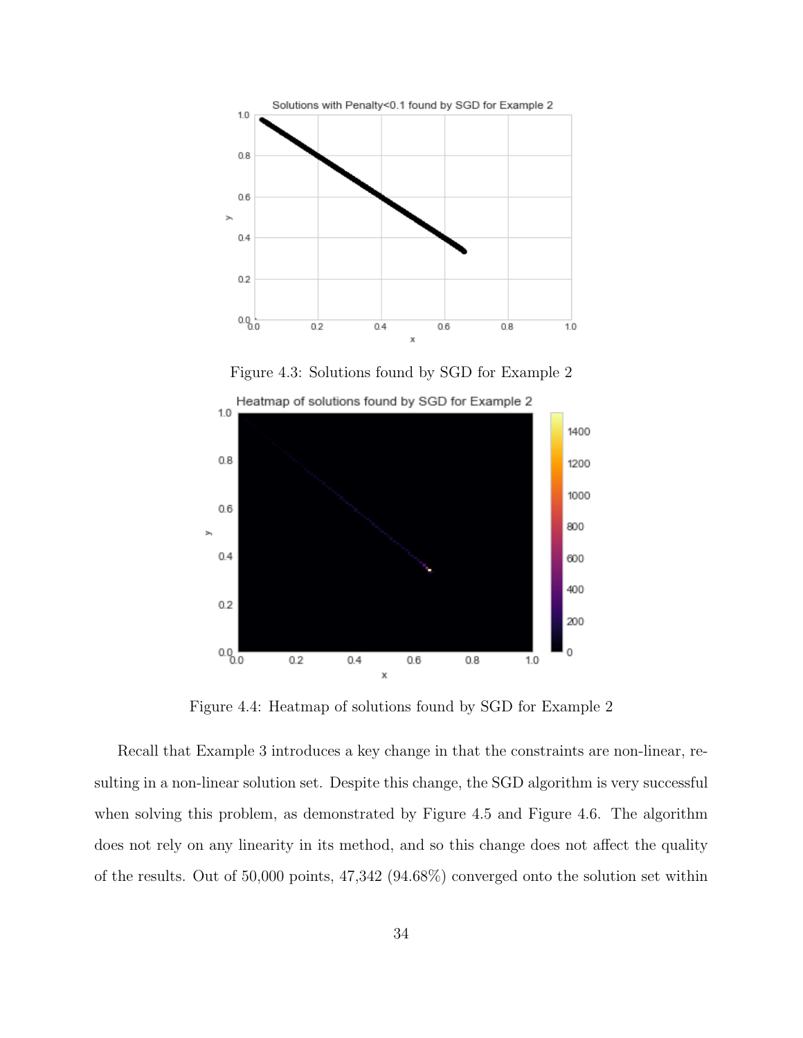Figure 4.3: Solutions found by SGD for Example 2

Figure 4.4: Heatmap of solutions found by SGD for Example 2

Recall that Example 3 introduces a key change in that the constraints are non-linear, resulting in a non-linear solution set. Despite this change, the SGD algorithm is very successful when solving this problem, as demonstrated by Figure 4.5 and Figure 4.6. The algorithm does not rely on any linearity in its method, and so this change does not affect the quality of the results. Out of 50,000 points, 47,342 (94.68%) converged onto the solution set within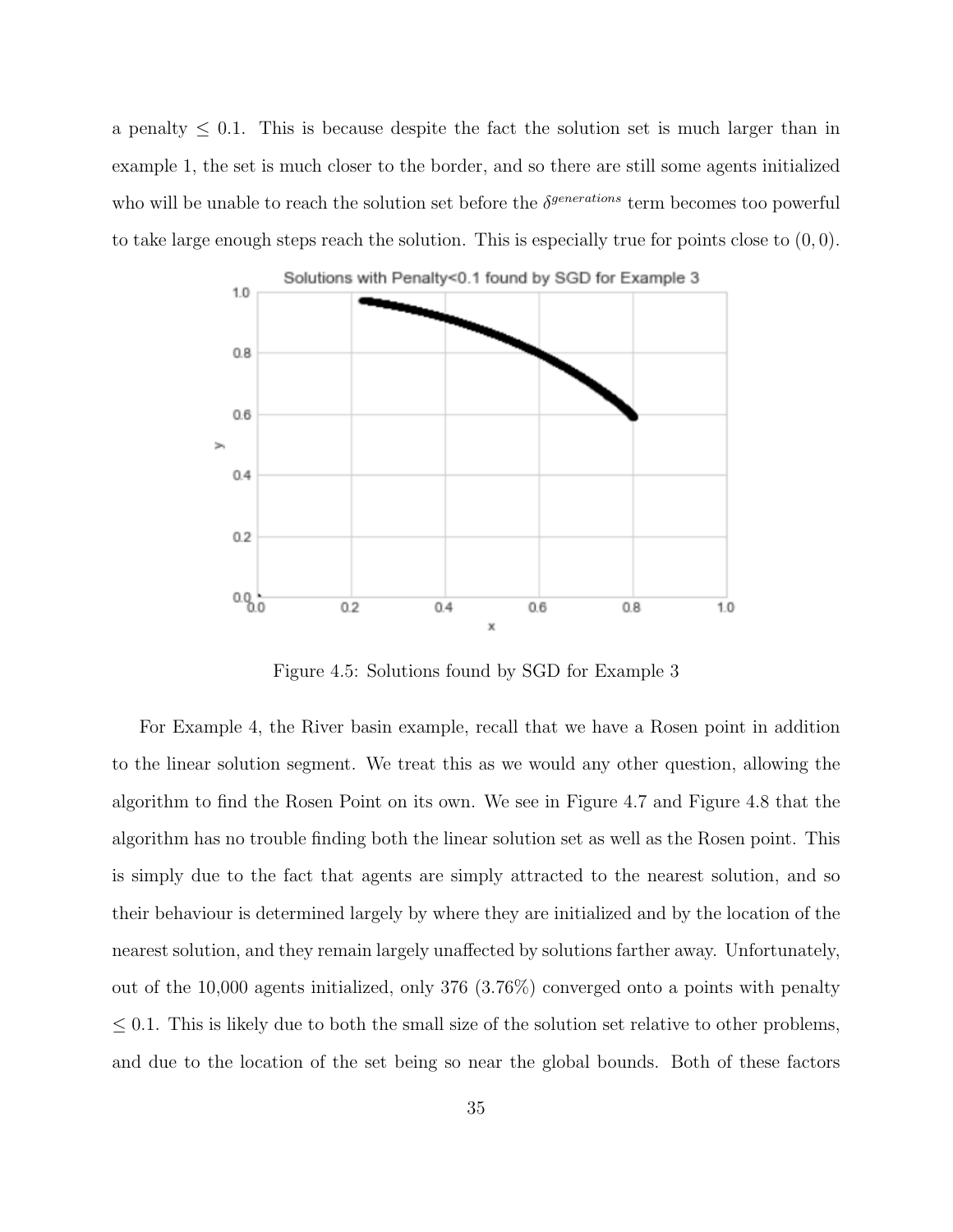a penalty $\leq 0.1$. This is because despite the fact the solution set is much larger than in example 1, the set is much closer to the border, and so there are still some agents initialized who will be unable to reach the solution set before the $\delta^{generations}$ term becomes too powerful to take large enough steps reach the solution. This is especially true for points close to $(0, 0)$.

Figure 4.5: Solutions found by SGD for Example 3

For Example 4, the River basin example, recall that we have a Rosen point in addition to the linear solution segment. We treat this as we would any other question, allowing the algorithm to find the Rosen Point on its own. We see in Figure 4.7 and Figure 4.8 that the algorithm has no trouble finding both the linear solution set as well as the Rosen point. This is simply due to the fact that agents are simply attracted to the nearest solution, and so their behaviour is determined largely by where they are initialized and by the location of the nearest solution, and they remain largely unaffected by solutions farther away. Unfortunately, out of the 10,000 agents initialized, only 376 (3.76%) converged onto a points with penalty $\leq 0.1$. This is likely due to both the small size of the solution set relative to other problems, and due to the location of the set being so near the global bounds. Both of these factors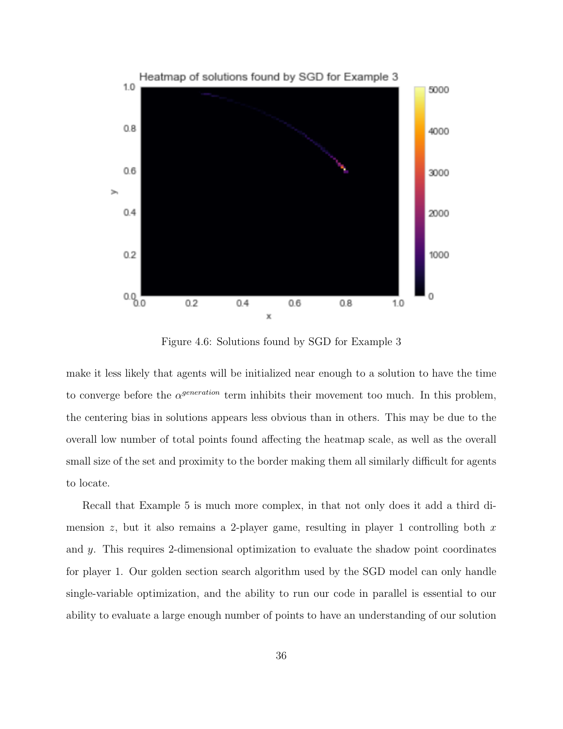Figure 4.6: Solutions found by SGD for Example 3

make it less likely that agents will be initialized near enough to a solution to have the time to converge before the $\alpha^{generation}$ term inhibits their movement too much. In this problem, the centering bias in solutions appears less obvious than in others. This may be due to the overall low number of total points found affecting the heatmap scale, as well as the overall small size of the set and proximity to the border making them all similarly difficult for agents to locate.

Recall that Example 5 is much more complex, in that not only does it add a third dimension $z$, but it also remains a 2-player game, resulting in player 1 controlling both $x$ and $y$. This requires 2-dimensional optimization to evaluate the shadow point coordinates for player 1. Our golden section search algorithm used by the SGD model can only handle single-variable optimization, and the ability to run our code in parallel is essential to our ability to evaluate a large enough number of points to have an understanding of our solution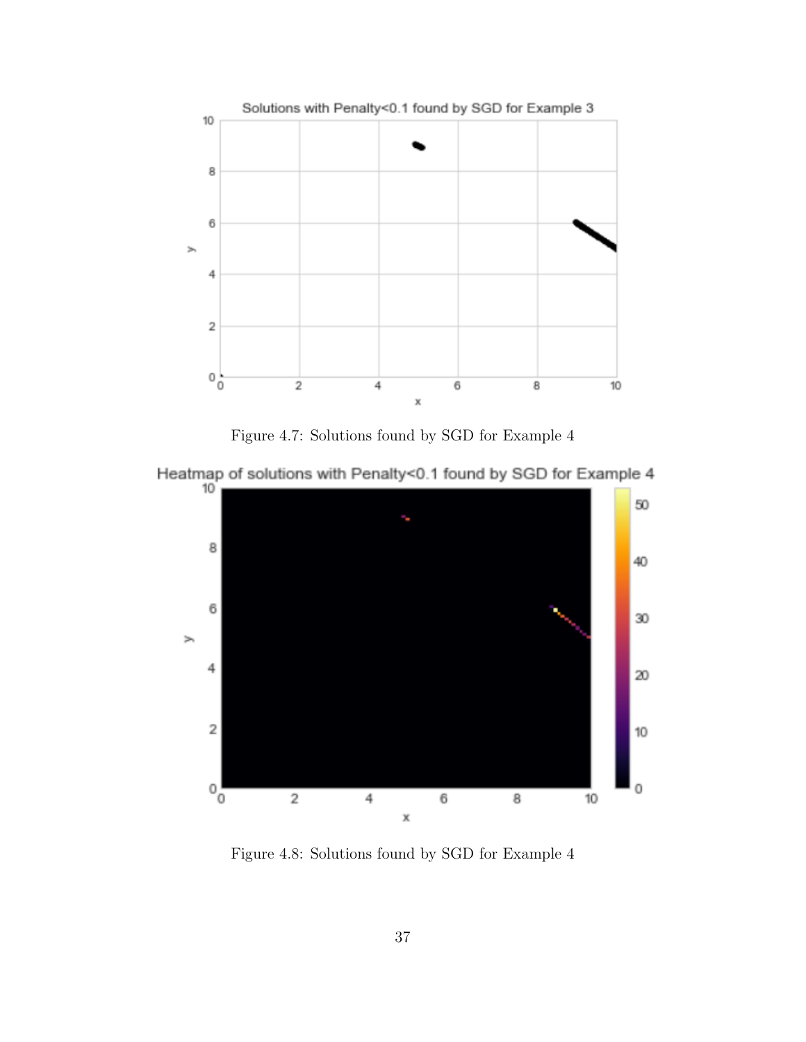Figure 4.7: Solutions found by SGD for Example 4

Figure 4.8: Solutions found by SGD for Example 4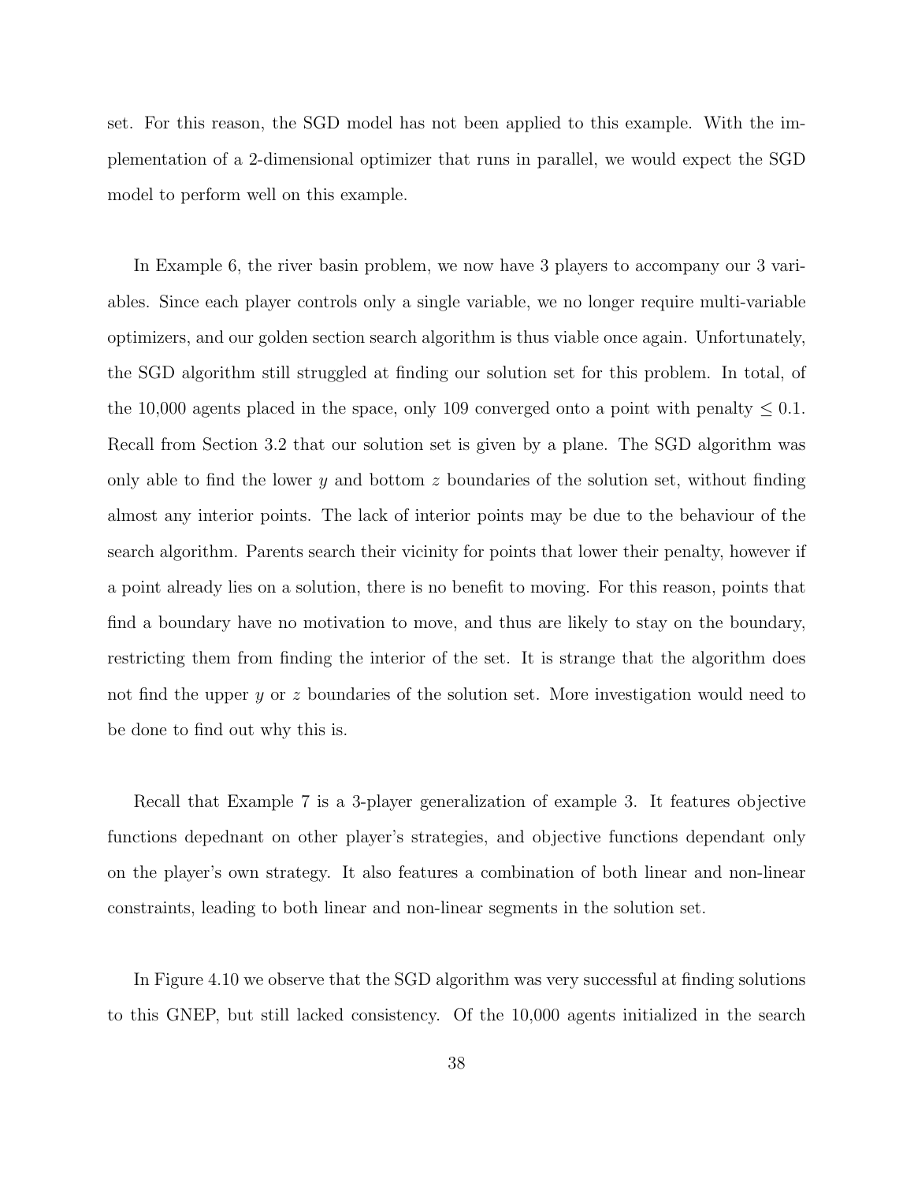set. For this reason, the SGD model has not been applied to this example. With the implementation of a 2-dimensional optimizer that runs in parallel, we would expect the SGD model to perform well on this example.

In Example 6, the river basin problem, we now have 3 players to accompany our 3 variables. Since each player controls only a single variable, we no longer require multi-variable optimizers, and our golden section search algorithm is thus viable once again. Unfortunately, the SGD algorithm still struggled at finding our solution set for this problem. In total, of the 10,000 agents placed in the space, only 109 converged onto a point with penalty $\leq 0.1$. Recall from Section 3.2 that our solution set is given by a plane. The SGD algorithm was only able to find the lower $y$ and bottom $z$ boundaries of the solution set, without finding almost any interior points. The lack of interior points may be due to the behaviour of the search algorithm. Parents search their vicinity for points that lower their penalty, however if a point already lies on a solution, there is no benefit to moving. For this reason, points that find a boundary have no motivation to move, and thus are likely to stay on the boundary, restricting them from finding the interior of the set. It is strange that the algorithm does not find the upper $y$ or $z$ boundaries of the solution set. More investigation would need to be done to find out why this is.

Recall that Example 7 is a 3-player generalization of example 3. It features objective functions depednant on other player's strategies, and objective functions dependant only on the player's own strategy. It also features a combination of both linear and non-linear constraints, leading to both linear and non-linear segments in the solution set.

In Figure 4.10 we observe that the SGD algorithm was very successful at finding solutions to this GNEP, but still lacked consistency. Of the 10,000 agents initialized in the search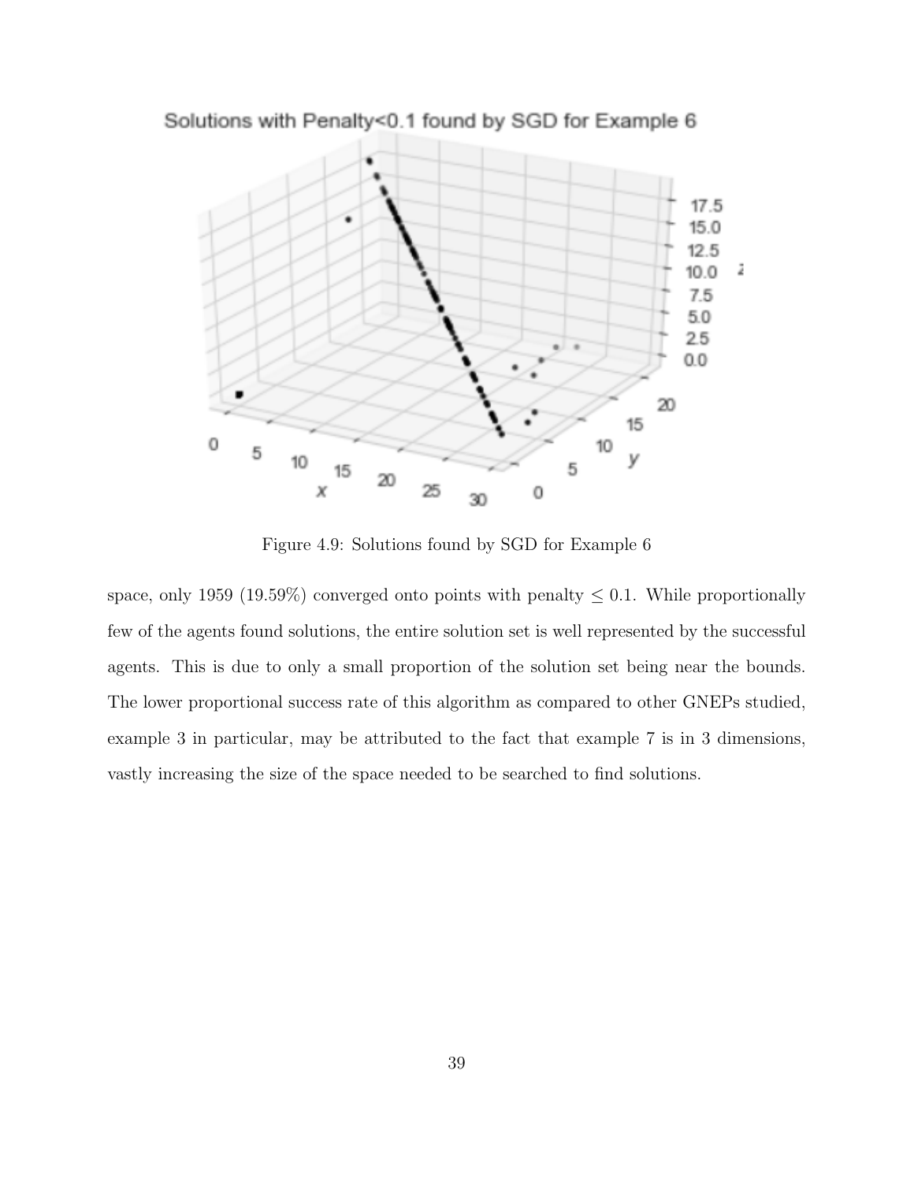Figure 4.9: Solutions found by SGD for Example 6

space, only 1959 (19.59%) converged onto points with penalty $\leq 0.1$. While proportionally few of the agents found solutions, the entire solution set is well represented by the successful agents. This is due to only a small proportion of the solution set being near the bounds. The lower proportional success rate of this algorithm as compared to other GNEPs studied, example 3 in particular, may be attributed to the fact that example 7 is in 3 dimensions, vastly increasing the size of the space needed to be searched to find solutions.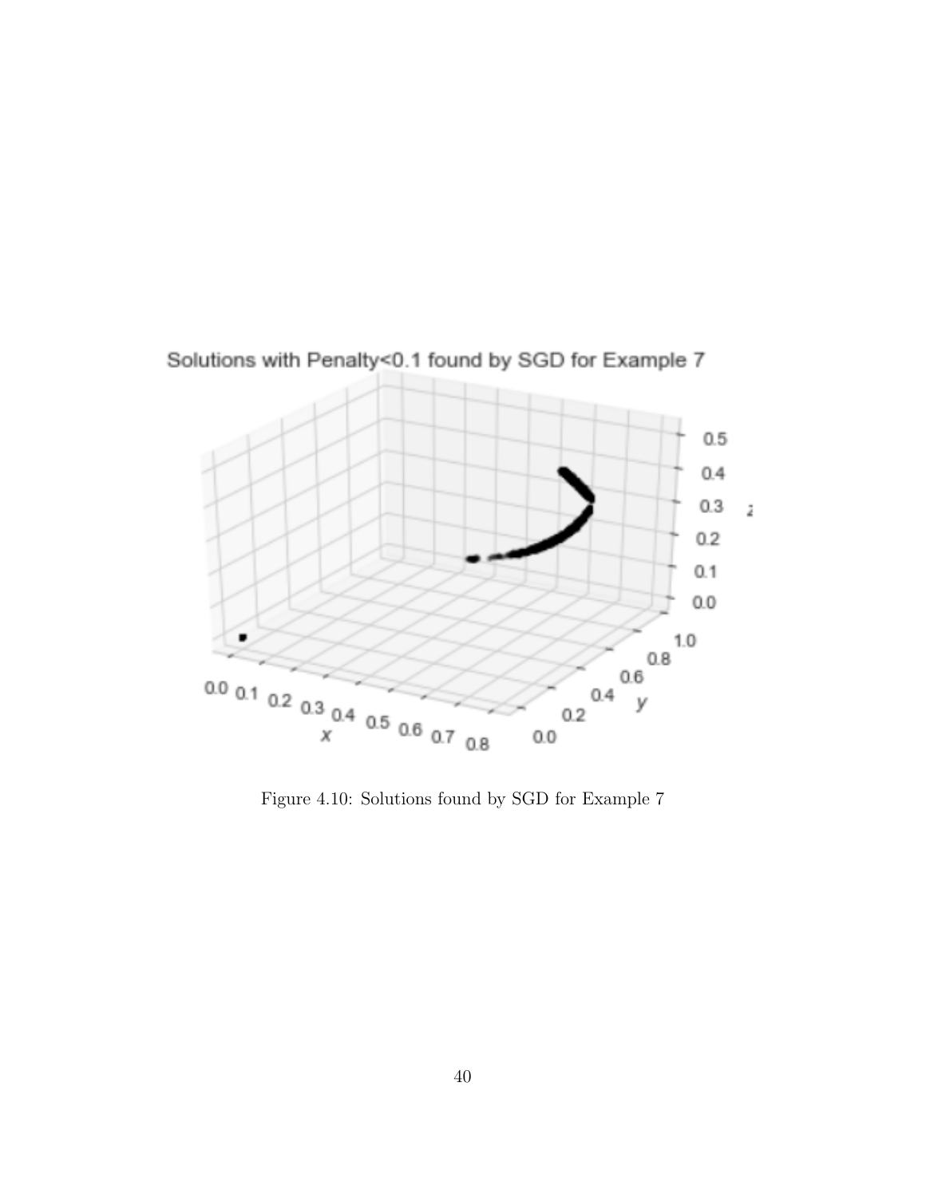Figure 4.10: Solutions found by SGD for Example 7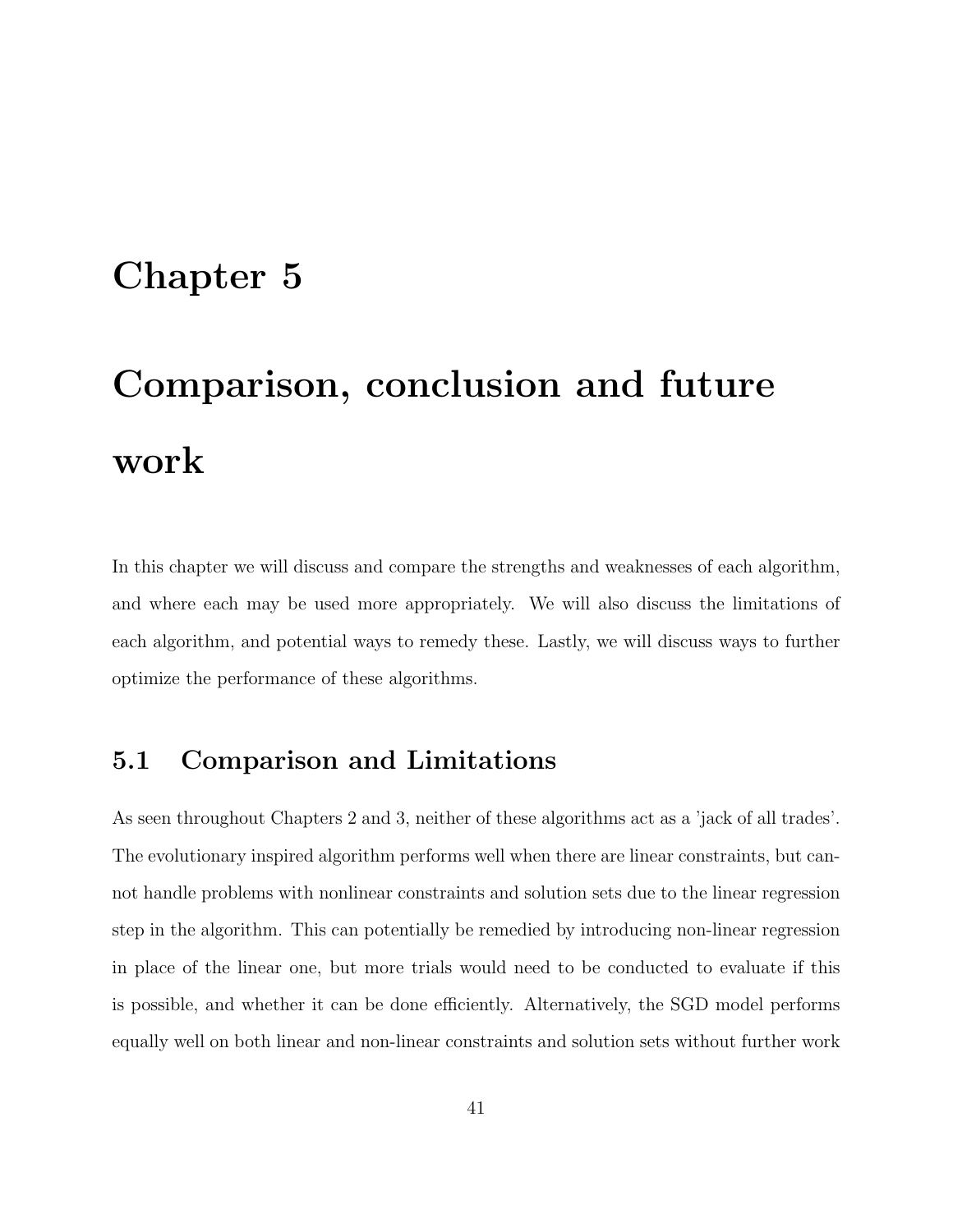# Chapter 5

# Comparison, conclusion and future work

In this chapter we will discuss and compare the strengths and weaknesses of each algorithm, and where each may be used more appropriately. We will also discuss the limitations of each algorithm, and potential ways to remedy these. Lastly, we will discuss ways to further optimize the performance of these algorithms.

## 5.1 Comparison and Limitations

As seen throughout Chapters 2 and 3, neither of these algorithms act as a 'jack of all trades'. The evolutionary inspired algorithm performs well when there are linear constraints, but cannot handle problems with nonlinear constraints and solution sets due to the linear regression step in the algorithm. This can potentially be remedied by introducing non-linear regression in place of the linear one, but more trials would need to be conducted to evaluate if this is possible, and whether it can be done efficiently. Alternatively, the SGD model performs equally well on both linear and non-linear constraints and solution sets without further work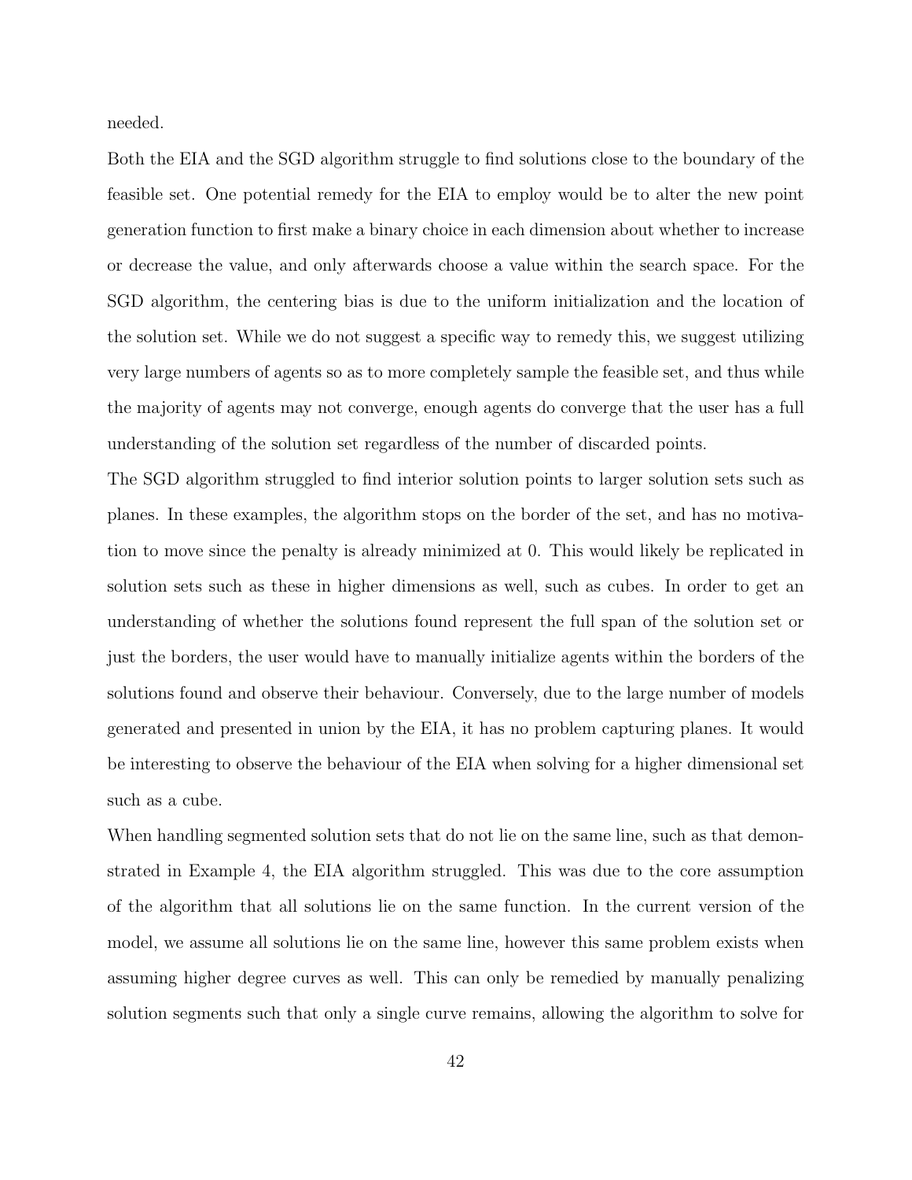needed.

Both the EIA and the SGD algorithm struggle to find solutions close to the boundary of the feasible set. One potential remedy for the EIA to employ would be to alter the new point generation function to first make a binary choice in each dimension about whether to increase or decrease the value, and only afterwards choose a value within the search space. For the SGD algorithm, the centering bias is due to the uniform initialization and the location of the solution set. While we do not suggest a specific way to remedy this, we suggest utilizing very large numbers of agents so as to more completely sample the feasible set, and thus while the majority of agents may not converge, enough agents do converge that the user has a full understanding of the solution set regardless of the number of discarded points.

The SGD algorithm struggled to find interior solution points to larger solution sets such as planes. In these examples, the algorithm stops on the border of the set, and has no motivation to move since the penalty is already minimized at 0. This would likely be replicated in solution sets such as these in higher dimensions as well, such as cubes. In order to get an understanding of whether the solutions found represent the full span of the solution set or just the borders, the user would have to manually initialize agents within the borders of the solutions found and observe their behaviour. Conversely, due to the large number of models generated and presented in union by the EIA, it has no problem capturing planes. It would be interesting to observe the behaviour of the EIA when solving for a higher dimensional set such as a cube.

When handling segmented solution sets that do not lie on the same line, such as that demonstrated in Example 4, the EIA algorithm struggled. This was due to the core assumption of the algorithm that all solutions lie on the same function. In the current version of the model, we assume all solutions lie on the same line, however this same problem exists when assuming higher degree curves as well. This can only be remedied by manually penalizing solution segments such that only a single curve remains, allowing the algorithm to solve for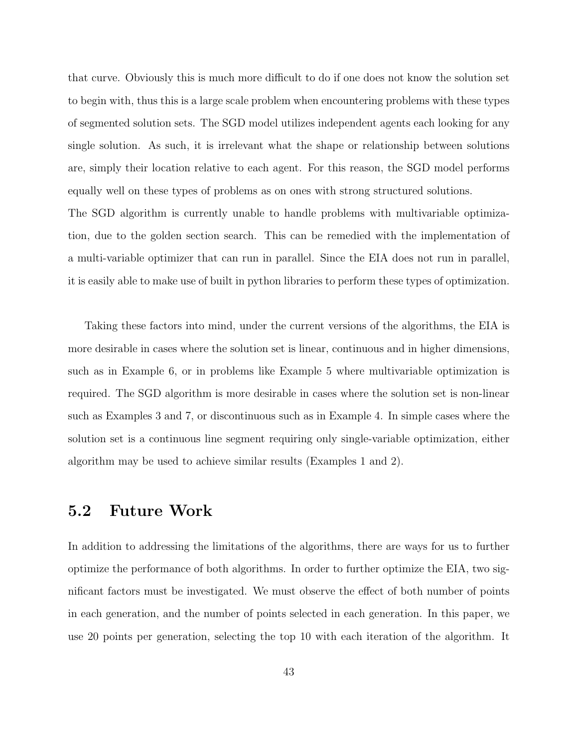that curve. Obviously this is much more difficult to do if one does not know the solution set to begin with, thus this is a large scale problem when encountering problems with these types of segmented solution sets. The SGD model utilizes independent agents each looking for any single solution. As such, it is irrelevant what the shape or relationship between solutions are, simply their location relative to each agent. For this reason, the SGD model performs equally well on these types of problems as on ones with strong structured solutions.
The SGD algorithm is currently unable to handle problems with multivariable optimization, due to the golden section search. This can be remedied with the implementation of a multi-variable optimizer that can run in parallel. Since the EIA does not run in parallel, it is easily able to make use of built in python libraries to perform these types of optimization.

Taking these factors into mind, under the current versions of the algorithms, the EIA is more desirable in cases where the solution set is linear, continuous and in higher dimensions, such as in Example 6, or in problems like Example 5 where multivariable optimization is required. The SGD algorithm is more desirable in cases where the solution set is non-linear such as Examples 3 and 7, or discontinuous such as in Example 4. In simple cases where the solution set is a continuous line segment requiring only single-variable optimization, either algorithm may be used to achieve similar results (Examples 1 and 2).

## 5.2 Future Work

In addition to addressing the limitations of the algorithms, there are ways for us to further optimize the performance of both algorithms. In order to further optimize the EIA, two significant factors must be investigated. We must observe the effect of both number of points in each generation, and the number of points selected in each generation. In this paper, we use 20 points per generation, selecting the top 10 with each iteration of the algorithm. It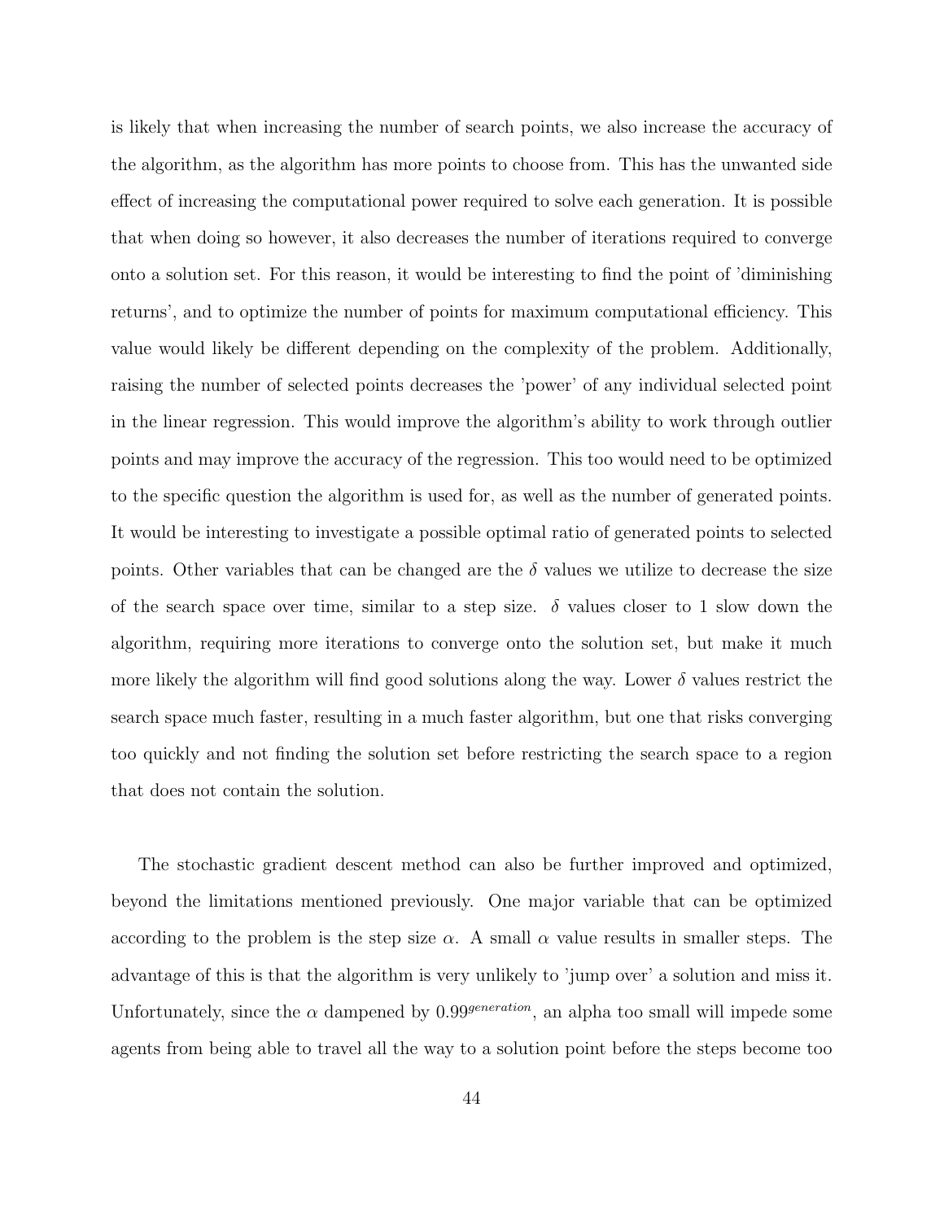is likely that when increasing the number of search points, we also increase the accuracy of the algorithm, as the algorithm has more points to choose from. This has the unwanted side effect of increasing the computational power required to solve each generation. It is possible that when doing so however, it also decreases the number of iterations required to converge onto a solution set. For this reason, it would be interesting to find the point of 'diminishing returns', and to optimize the number of points for maximum computational efficiency. This value would likely be different depending on the complexity of the problem. Additionally, raising the number of selected points decreases the 'power' of any individual selected point in the linear regression. This would improve the algorithm's ability to work through outlier points and may improve the accuracy of the regression. This too would need to be optimized to the specific question the algorithm is used for, as well as the number of generated points. It would be interesting to investigate a possible optimal ratio of generated points to selected points. Other variables that can be changed are the $\delta$ values we utilize to decrease the size of the search space over time, similar to a step size. $\delta$ values closer to 1 slow down the algorithm, requiring more iterations to converge onto the solution set, but make it much more likely the algorithm will find good solutions along the way. Lower $\delta$ values restrict the search space much faster, resulting in a much faster algorithm, but one that risks converging too quickly and not finding the solution set before restricting the search space to a region that does not contain the solution.

The stochastic gradient descent method can also be further improved and optimized, beyond the limitations mentioned previously. One major variable that can be optimized according to the problem is the step size $\alpha$. A small $\alpha$ value results in smaller steps. The advantage of this is that the algorithm is very unlikely to 'jump over' a solution and miss it. Unfortunately, since the $\alpha$ dampened by $0.99^{generation}$, an alpha too small will impede some agents from being able to travel all the way to a solution point before the steps become too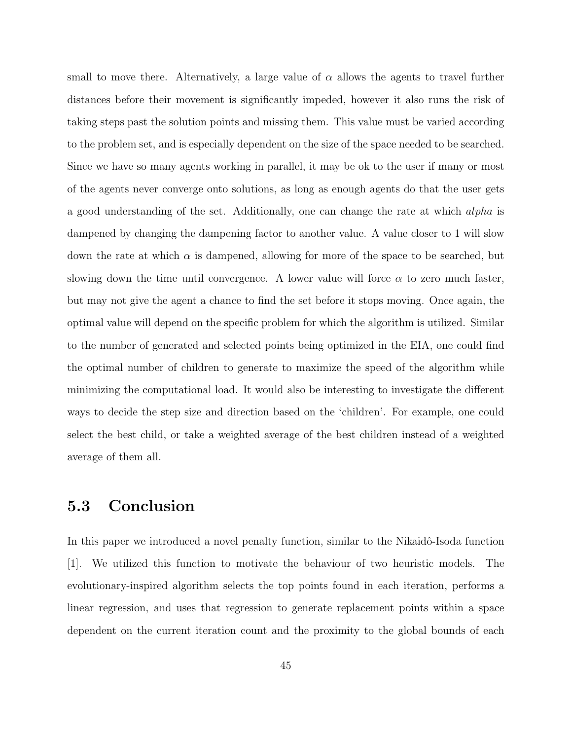small to move there. Alternatively, a large value of $\alpha$ allows the agents to travel further distances before their movement is significantly impeded, however it also runs the risk of taking steps past the solution points and missing them. This value must be varied according to the problem set, and is especially dependent on the size of the space needed to be searched. Since we have so many agents working in parallel, it may be ok to the user if many or most of the agents never converge onto solutions, as long as enough agents do that the user gets a good understanding of the set. Additionally, one can change the rate at which $alpha$ is dampened by changing the dampening factor to another value. A value closer to 1 will slow down the rate at which $\alpha$ is dampened, allowing for more of the space to be searched, but slowing down the time until convergence. A lower value will force $\alpha$ to zero much faster, but may not give the agent a chance to find the set before it stops moving. Once again, the optimal value will depend on the specific problem for which the algorithm is utilized. Similar to the number of generated and selected points being optimized in the EIA, one could find the optimal number of children to generate to maximize the speed of the algorithm while minimizing the computational load. It would also be interesting to investigate the different ways to decide the step size and direction based on the 'children'. For example, one could select the best child, or take a weighted average of the best children instead of a weighted average of them all.

## 5.3 Conclusion

In this paper we introduced a novel penalty function, similar to the Nikaidô-Isoda function [1]. We utilized this function to motivate the behaviour of two heuristic models. The evolutionary-inspired algorithm selects the top points found in each iteration, performs a linear regression, and uses that regression to generate replacement points within a space dependent on the current iteration count and the proximity to the global bounds of each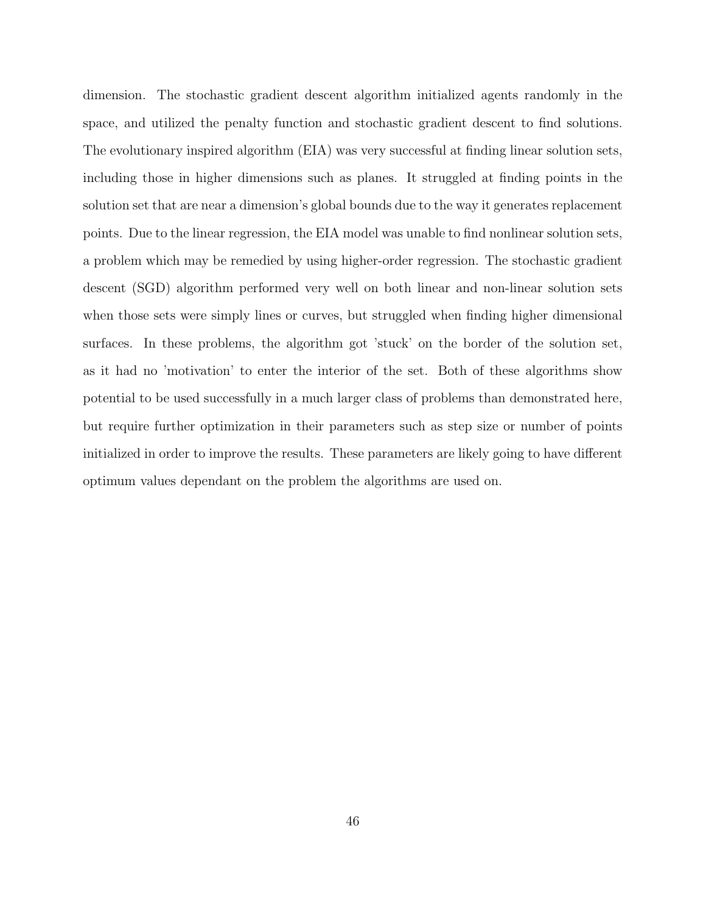dimension. The stochastic gradient descent algorithm initialized agents randomly in the space, and utilized the penalty function and stochastic gradient descent to find solutions. The evolutionary inspired algorithm (EIA) was very successful at finding linear solution sets, including those in higher dimensions such as planes. It struggled at finding points in the solution set that are near a dimension's global bounds due to the way it generates replacement points. Due to the linear regression, the EIA model was unable to find nonlinear solution sets, a problem which may be remedied by using higher-order regression. The stochastic gradient descent (SGD) algorithm performed very well on both linear and non-linear solution sets when those sets were simply lines or curves, but struggled when finding higher dimensional surfaces. In these problems, the algorithm got 'stuck' on the border of the solution set, as it had no 'motivation' to enter the interior of the set. Both of these algorithms show potential to be used successfully in a much larger class of problems than demonstrated here, but require further optimization in their parameters such as step size or number of points initialized in order to improve the results. These parameters are likely going to have different optimum values dependant on the problem the algorithms are used on.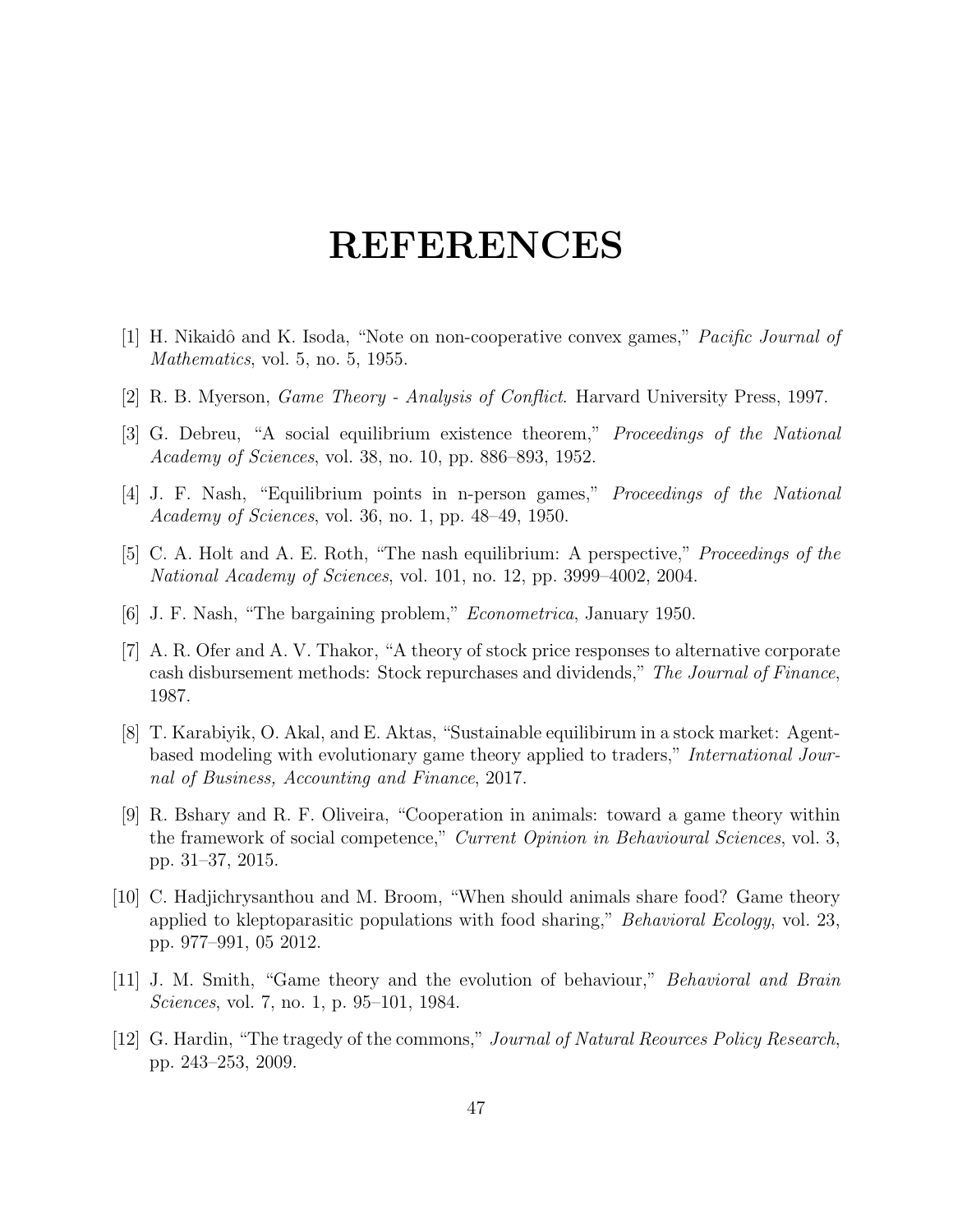# REFERENCES

[1] H. Nikaidô and K. Isoda, "Note on non-cooperative convex games," *Pacific Journal of Mathematics*, vol. 5, no. 5, 1955.

[2] R. B. Myerson, *Game Theory - Analysis of Conflict*. Harvard University Press, 1997.

[3] G. Debreu, "A social equilibrium existence theorem," *Proceedings of the National Academy of Sciences*, vol. 38, no. 10, pp. 886–893, 1952.

[4] J. F. Nash, "Equilibrium points in n-person games," *Proceedings of the National Academy of Sciences*, vol. 36, no. 1, pp. 48–49, 1950.

[5] C. A. Holt and A. E. Roth, "The nash equilibrium: A perspective," *Proceedings of the National Academy of Sciences*, vol. 101, no. 12, pp. 3999–4002, 2004.

[6] J. F. Nash, "The bargaining problem," *Econometrica*, January 1950.

[7] A. R. Ofer and A. V. Thakor, "A theory of stock price responses to alternative corporate cash disbursement methods: Stock repurchases and dividends," *The Journal of Finance*, 1987.

[8] T. Karabiyik, O. Akal, and E. Aktas, "Sustainable equilibirum in a stock market: Agent-based modeling with evolutionary game theory applied to traders," *International Journal of Business, Accounting and Finance*, 2017.

[9] R. Bshary and R. F. Oliveira, "Cooperation in animals: toward a game theory within the framework of social competence," *Current Opinion in Behavioural Sciences*, vol. 3, pp. 31–37, 2015.

[10] C. Hadjichrysanthou and M. Broom, "When should animals share food? Game theory applied to kleptoparasitic populations with food sharing," *Behavioral Ecology*, vol. 23, pp. 977–991, 05 2012.

[11] J. M. Smith, "Game theory and the evolution of behaviour," *Behavioral and Brain Sciences*, vol. 7, no. 1, p. 95–101, 1984.

[12] G. Hardin, "The tragedy of the commons," *Journal of Natural Reources Policy Research*, pp. 243–253, 2009.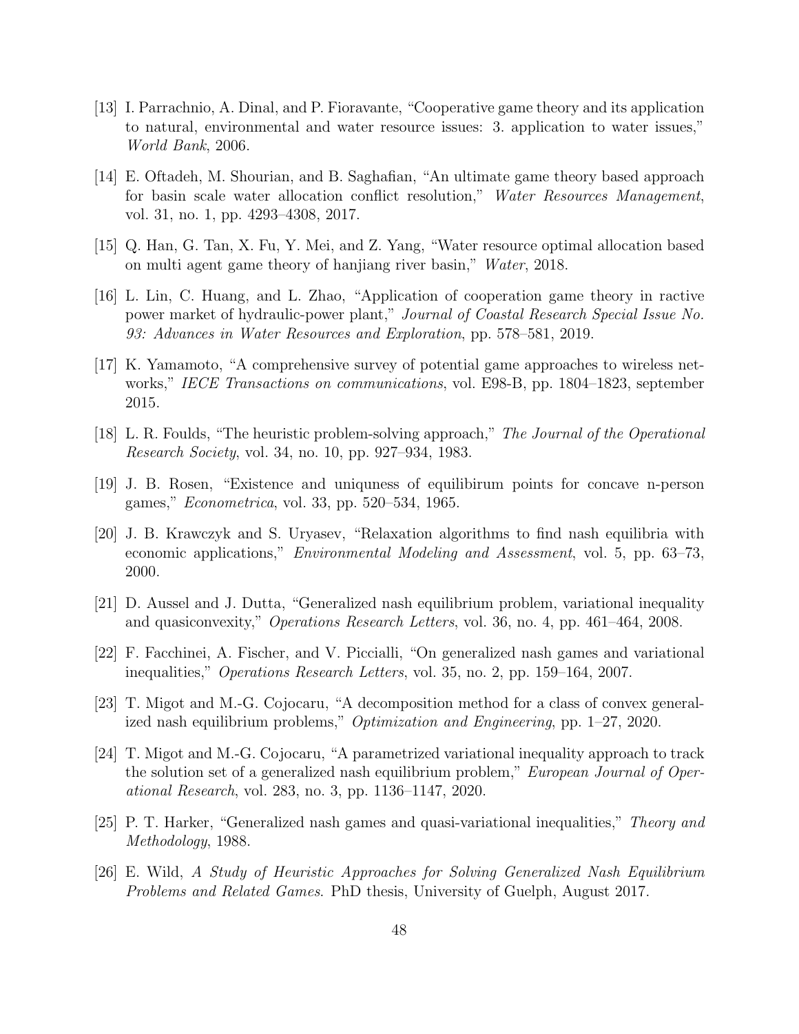[13] I. Parrachnio, A. Dinal, and P. Fioravante, "Cooperative game theory and its application to natural, environmental and water resource issues: 3. application to water issues," *World Bank*, 2006.

[14] E. Oftadeh, M. Shourian, and B. Saghafian, "An ultimate game theory based approach for basin scale water allocation conflict resolution," *Water Resources Management*, vol. 31, no. 1, pp. 4293–4308, 2017.

[15] Q. Han, G. Tan, X. Fu, Y. Mei, and Z. Yang, "Water resource optimal allocation based on multi agent game theory of hanjiang river basin," *Water*, 2018.

[16] L. Lin, C. Huang, and L. Zhao, "Application of cooperation game theory in ractive power market of hydraulic-power plant," *Journal of Coastal Research Special Issue No. 93: Advances in Water Resources and Exploration*, pp. 578–581, 2019.

[17] K. Yamamoto, "A comprehensive survey of potential game approaches to wireless networks," *IECE Transactions on communications*, vol. E98-B, pp. 1804–1823, september 2015.

[18] L. R. Foulds, "The heuristic problem-solving approach," *The Journal of the Operational Research Society*, vol. 34, no. 10, pp. 927–934, 1983.

[19] J. B. Rosen, "Existence and uniquness of equilibirum points for concave n-person games," *Econometrica*, vol. 33, pp. 520–534, 1965.

[20] J. B. Krawczyk and S. Uryasev, "Relaxation algorithms to find nash equilibria with economic applications," *Environmental Modeling and Assessment*, vol. 5, pp. 63–73, 2000.

[21] D. Aussel and J. Dutta, "Generalized nash equilibrium problem, variational inequality and quasiconvexity," *Operations Research Letters*, vol. 36, no. 4, pp. 461–464, 2008.

[22] F. Facchinei, A. Fischer, and V. Piccialli, "On generalized nash games and variational inequalities," *Operations Research Letters*, vol. 35, no. 2, pp. 159–164, 2007.

[23] T. Migot and M.-G. Cojocaru, "A decomposition method for a class of convex generalized nash equilibrium problems," *Optimization and Engineering*, pp. 1–27, 2020.

[24] T. Migot and M.-G. Cojocaru, "A parametrized variational inequality approach to track the solution set of a generalized nash equilibrium problem," *European Journal of Operational Research*, vol. 283, no. 3, pp. 1136–1147, 2020.

[25] P. T. Harker, "Generalized nash games and quasi-variational inequalities," *Theory and Methodology*, 1988.

[26] E. Wild, *A Study of Heuristic Approaches for Solving Generalized Nash Equilibrium Problems and Related Games*. PhD thesis, University of Guelph, August 2017.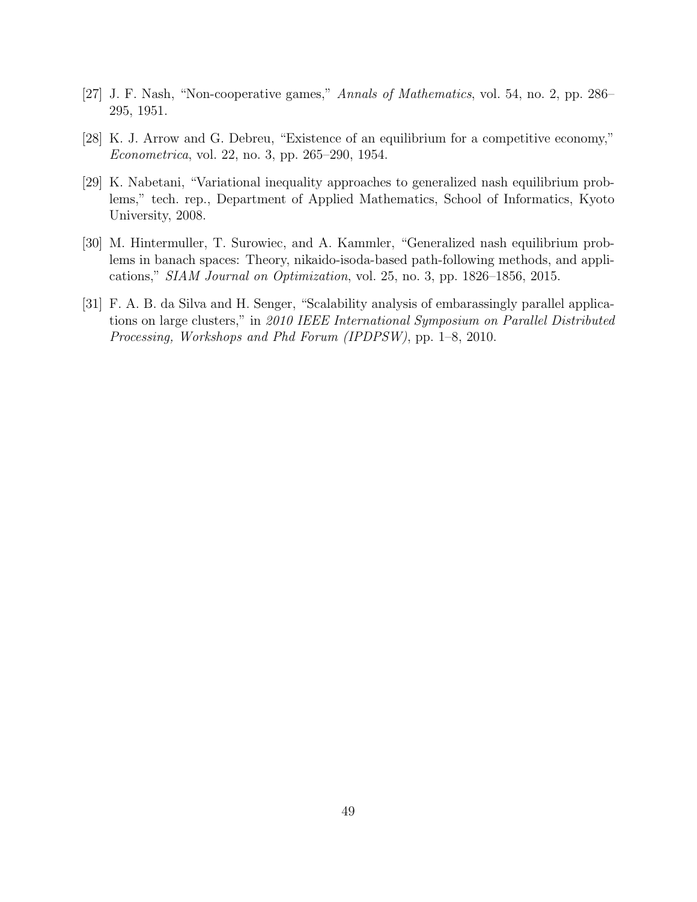[27] J. F. Nash, "Non-cooperative games," *Annals of Mathematics*, vol. 54, no. 2, pp. 286–295, 1951.

[28] K. J. Arrow and G. Debreu, "Existence of an equilibrium for a competitive economy," *Econometrica*, vol. 22, no. 3, pp. 265–290, 1954.

[29] K. Nabetani, "Variational inequality approaches to generalized nash equilibrium problems," tech. rep., Department of Applied Mathematics, School of Informatics, Kyoto University, 2008.

[30] M. Hintermuller, T. Surowiec, and A. Kammler, "Generalized nash equilibrium problems in banach spaces: Theory, nikaido-isoda-based path-following methods, and applications," *SIAM Journal on Optimization*, vol. 25, no. 3, pp. 1826–1856, 2015.

[31] F. A. B. da Silva and H. Senger, "Scalability analysis of embarassingly parallel applications on large clusters," in *2010 IEEE International Symposium on Parallel Distributed Processing, Workshops and Phd Forum (IPDPSW)*, pp. 1–8, 2010.